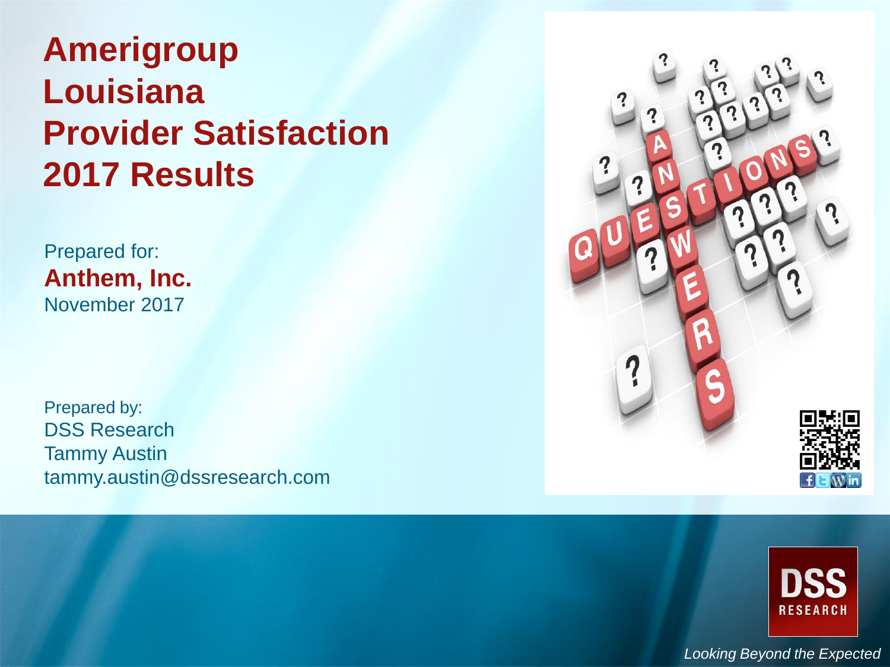# Amerigroup Louisiana Provider Satisfaction 2017 Results

Prepared for:
**Anthem, Inc.**
November 2017

Prepared by:
DSS Research
Tammy Austin
tammy.austin@dssresearch.com

*Looking Beyond the Expected*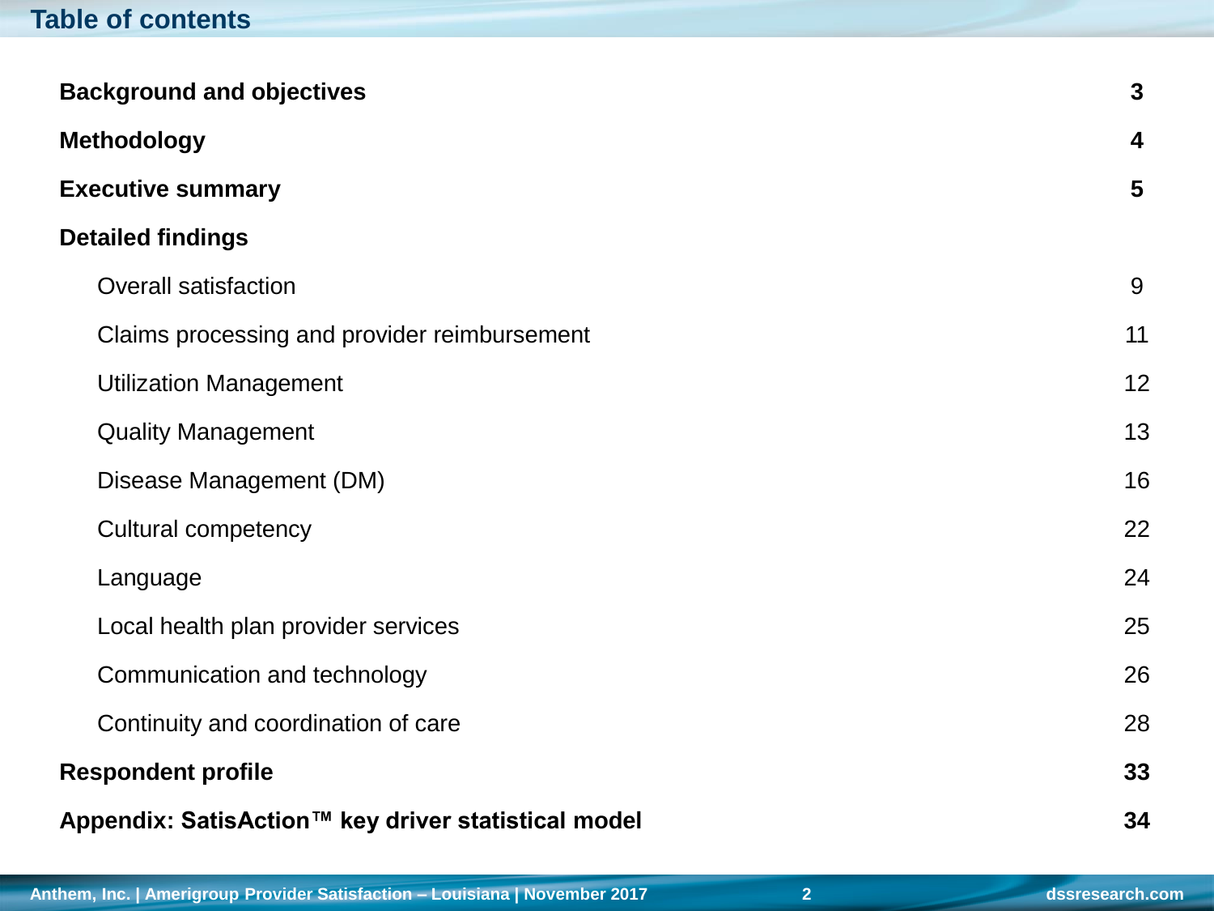# Table of contents

| | |
|---|---|
| **Background and objectives** | **3** |
| **Methodology** | **4** |
| **Executive summary** | **5** |
| **Detailed findings** | |
| Overall satisfaction | 9 |
| Claims processing and provider reimbursement | 11 |
| Utilization Management | 12 |
| Quality Management | 13 |
| Disease Management (DM) | 16 |
| Cultural competency | 22 |
| Language | 24 |
| Local health plan provider services | 25 |
| Communication and technology | 26 |
| Continuity and coordination of care | 28 |
| **Respondent profile** | **33** |
| **Appendix: SatisAction™ key driver statistical model** | **34** |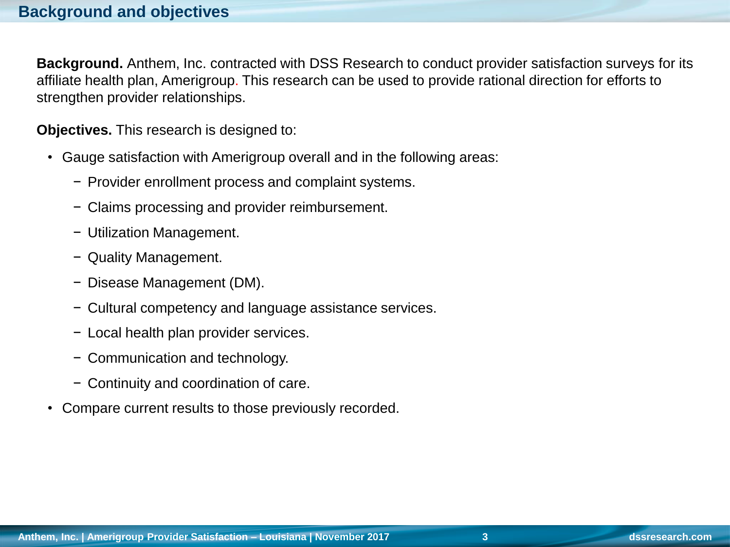## Background and objectives

**Background.** Anthem, Inc. contracted with DSS Research to conduct provider satisfaction surveys for its affiliate health plan, Amerigroup. This research can be used to provide rational direction for efforts to strengthen provider relationships.

**Objectives.** This research is designed to:

- Gauge satisfaction with Amerigroup overall and in the following areas:
  - Provider enrollment process and complaint systems.
  - Claims processing and provider reimbursement.
  - Utilization Management.
  - Quality Management.
  - Disease Management (DM).
  - Cultural competency and language assistance services.
  - Local health plan provider services.
  - Communication and technology.
  - Continuity and coordination of care.
- Compare current results to those previously recorded.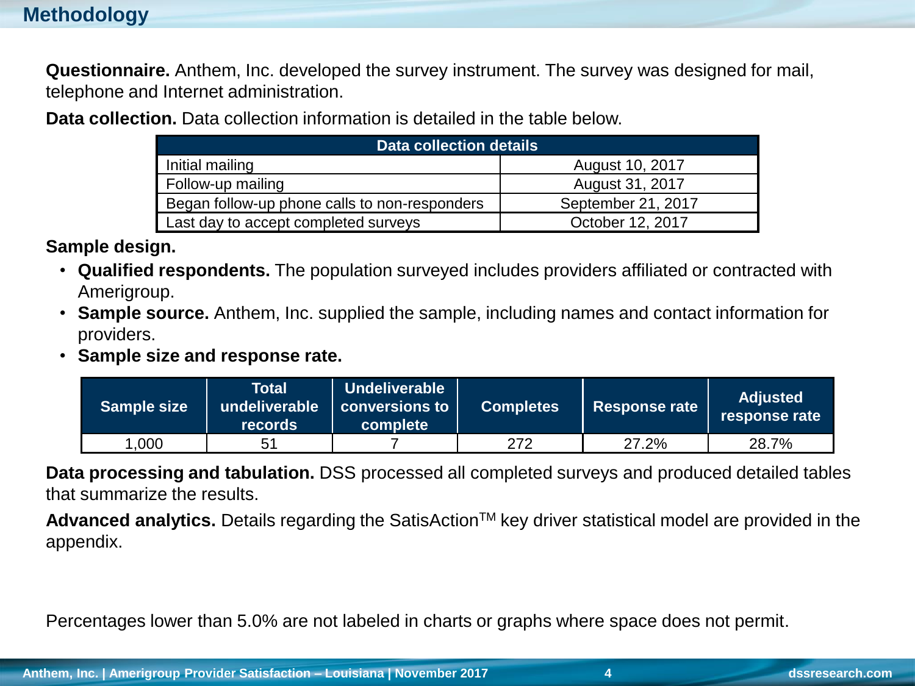# Methodology

**Questionnaire.** Anthem, Inc. developed the survey instrument. The survey was designed for mail, telephone and Internet administration.

**Data collection.** Data collection information is detailed in the table below.

| Data collection details | |
|---|---|
| Initial mailing | August 10, 2017 |
| Follow-up mailing | August 31, 2017 |
| Began follow-up phone calls to non-responders | September 21, 2017 |
| Last day to accept completed surveys | October 12, 2017 |

**Sample design.**

- **Qualified respondents.** The population surveyed includes providers affiliated or contracted with Amerigroup.
- **Sample source.** Anthem, Inc. supplied the sample, including names and contact information for providers.
- **Sample size and response rate.**

| Sample size | Total undeliverable records | Undeliverable conversions to complete | Completes | Response rate | Adjusted response rate |
|---|---|---|---|---|---|
| 1,000 | 51 | 7 | 272 | 27.2% | 28.7% |

**Data processing and tabulation.** DSS processed all completed surveys and produced detailed tables that summarize the results.

**Advanced analytics.** Details regarding the SatisAction™ key driver statistical model are provided in the appendix.

Percentages lower than 5.0% are not labeled in charts or graphs where space does not permit.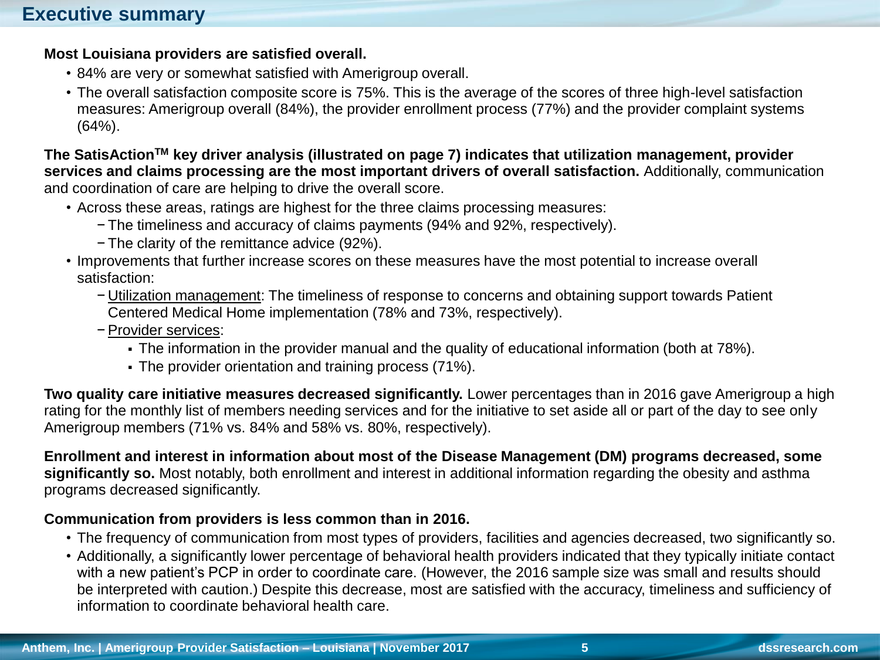# Executive summary

**Most Louisiana providers are satisfied overall.**

- 84% are very or somewhat satisfied with Amerigroup overall.
- The overall satisfaction composite score is 75%. This is the average of the scores of three high-level satisfaction measures: Amerigroup overall (84%), the provider enrollment process (77%) and the provider complaint systems (64%).

**The SatisAction™ key driver analysis (illustrated on page 7) indicates that utilization management, provider services and claims processing are the most important drivers of overall satisfaction.** Additionally, communication and coordination of care are helping to drive the overall score.

- Across these areas, ratings are highest for the three claims processing measures:
  - The timeliness and accuracy of claims payments (94% and 92%, respectively).
  - The clarity of the remittance advice (92%).
- Improvements that further increase scores on these measures have the most potential to increase overall satisfaction:
  - Utilization management: The timeliness of response to concerns and obtaining support towards Patient Centered Medical Home implementation (78% and 73%, respectively).
  - Provider services:
    - The information in the provider manual and the quality of educational information (both at 78%).
    - The provider orientation and training process (71%).

**Two quality care initiative measures decreased significantly.** Lower percentages than in 2016 gave Amerigroup a high rating for the monthly list of members needing services and for the initiative to set aside all or part of the day to see only Amerigroup members (71% vs. 84% and 58% vs. 80%, respectively).

**Enrollment and interest in information about most of the Disease Management (DM) programs decreased, some significantly so.** Most notably, both enrollment and interest in additional information regarding the obesity and asthma programs decreased significantly.

**Communication from providers is less common than in 2016.**

- The frequency of communication from most types of providers, facilities and agencies decreased, two significantly so.
- Additionally, a significantly lower percentage of behavioral health providers indicated that they typically initiate contact with a new patient's PCP in order to coordinate care. (However, the 2016 sample size was small and results should be interpreted with caution.) Despite this decrease, most are satisfied with the accuracy, timeliness and sufficiency of information to coordinate behavioral health care.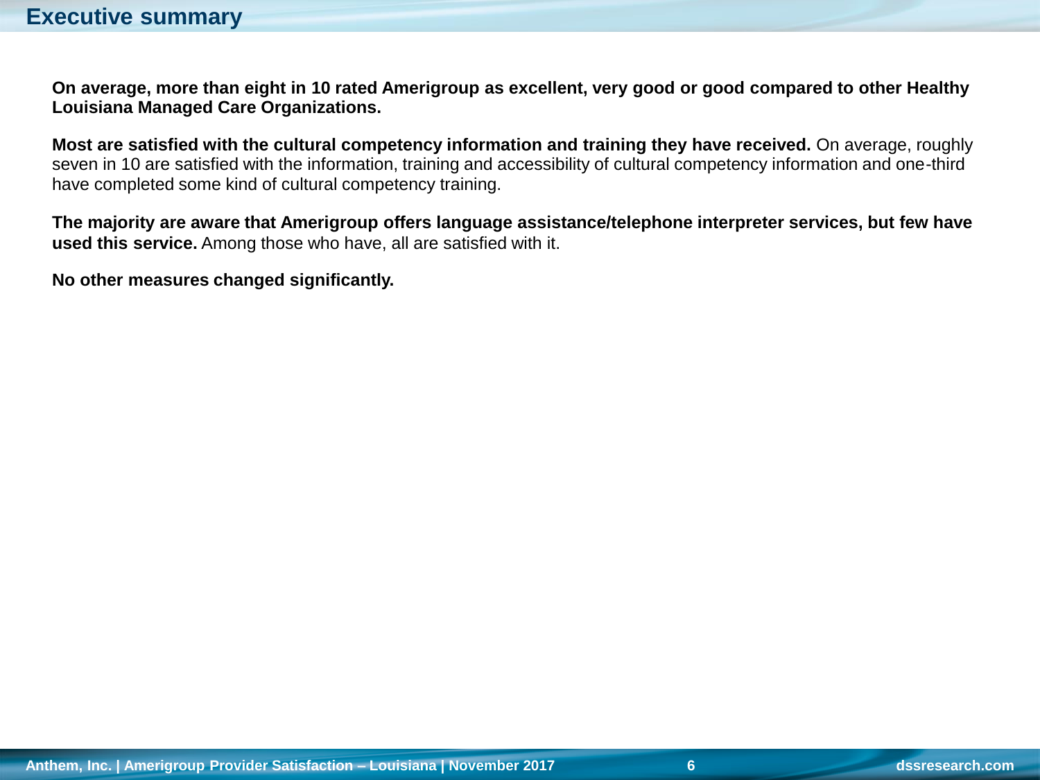# Executive summary

**On average, more than eight in 10 rated Amerigroup as excellent, very good or good compared to other Healthy Louisiana Managed Care Organizations.**

**Most are satisfied with the cultural competency information and training they have received.** On average, roughly seven in 10 are satisfied with the information, training and accessibility of cultural competency information and one-third have completed some kind of cultural competency training.

**The majority are aware that Amerigroup offers language assistance/telephone interpreter services, but few have used this service.** Among those who have, all are satisfied with it.

**No other measures changed significantly.**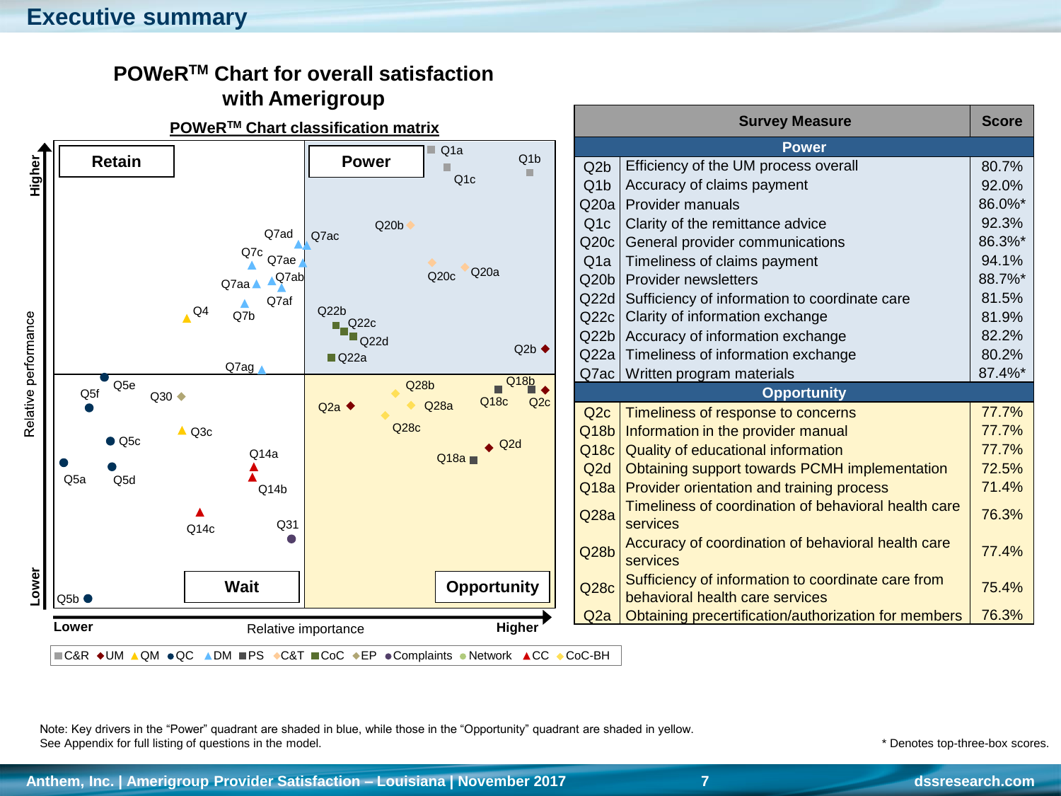# Executive summary

## POWeR[TM] Chart for overall satisfaction with Amerigroup

**POWeR[TM] Chart classification matrix**

Retain | Power | Wait | Opportunity

Relative performance (Lower – Higher); Relative importance (Lower – Higher)

Power quadrant: Q1a, Q1b, Q1c, Q20b, Q20c, Q20a, Q7ac, Q22b, Q22c, Q22d, Q22a, Q2b

Retain quadrant: Q7ad, Q7c, Q7ae, Q7ab, Q7aa, Q7af, Q4, Q7b, Q7ag

Opportunity quadrant: Q28b, Q18b, Q2a, Q28a, Q18c, Q2c, Q28c, Q2d, Q18a

Wait quadrant: Q5e, Q5f, Q30, Q3c, Q5c, Q14a, Q5a, Q5d, Q14b, Q14c, Q31, Q5b

■C&R ◆UM ▲QM ●QC ▲DM ■PS ◆C&T ■CoC ◆EP ●Complaints ●Network ▲CC ◆CoC-BH

| | Survey Measure | Score |
|---|---|---|
| | **Power** | |
| Q2b | Efficiency of the UM process overall | 80.7% |
| Q1b | Accuracy of claims payment | 92.0% |
| Q20a | Provider manuals | 86.0%* |
| Q1c | Clarity of the remittance advice | 92.3% |
| Q20c | General provider communications | 86.3%* |
| Q1a | Timeliness of claims payment | 94.1% |
| Q20b | Provider newsletters | 88.7%* |
| Q22d | Sufficiency of information to coordinate care | 81.5% |
| Q22c | Clarity of information exchange | 81.9% |
| Q22b | Accuracy of information exchange | 82.2% |
| Q22a | Timeliness of information exchange | 80.2% |
| Q7ac | Written program materials | 87.4%* |
| | **Opportunity** | |
| Q2c | Timeliness of response to concerns | 77.7% |
| Q18b | Information in the provider manual | 77.7% |
| Q18c | Quality of educational information | 77.7% |
| Q2d | Obtaining support towards PCMH implementation | 72.5% |
| Q18a | Provider orientation and training process | 71.4% |
| Q28a | Timeliness of coordination of behavioral health care services | 76.3% |
| Q28b | Accuracy of coordination of behavioral health care services | 77.4% |
| Q28c | Sufficiency of information to coordinate care from behavioral health care services | 75.4% |
| Q2a | Obtaining precertification/authorization for members | 76.3% |

Note: Key drivers in the "Power" quadrant are shaded in blue, while those in the "Opportunity" quadrant are shaded in yellow.
See Appendix for full listing of questions in the model.

\* Denotes top-three-box scores.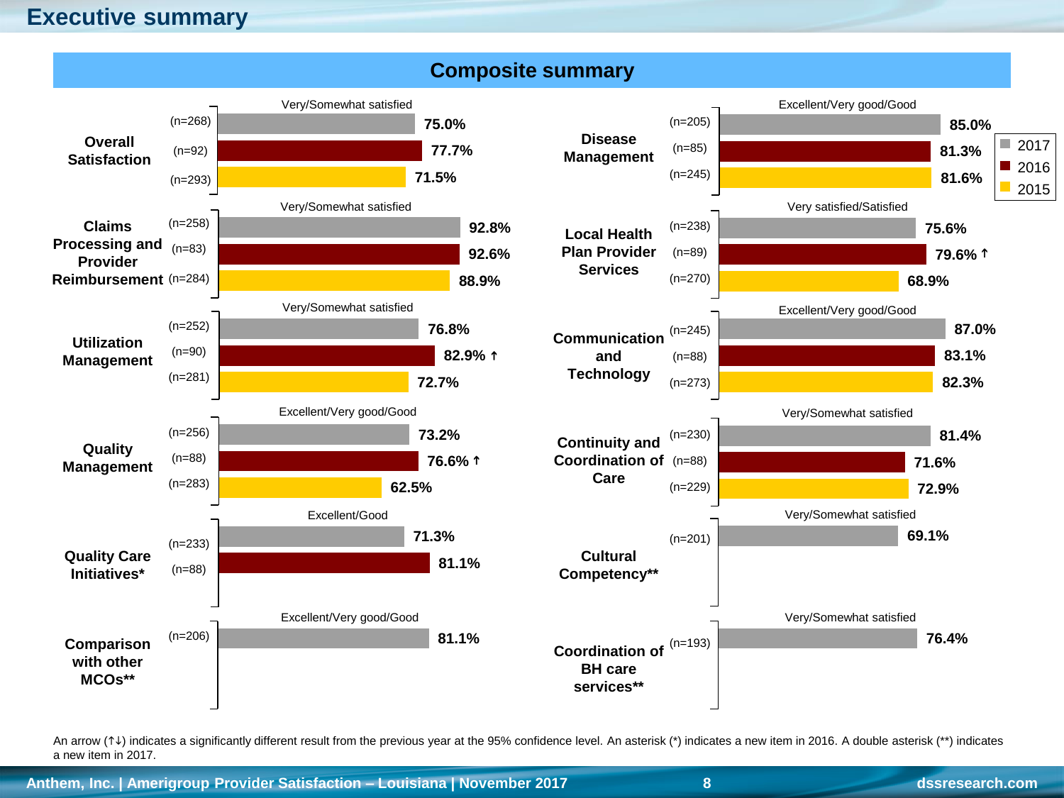# Executive summary

## Composite summary

| Composite | Measure | 2017 | 2016 | 2015 |
|---|---|---|---|---|
| Overall Satisfaction | Very/Somewhat satisfied | 75.0% (n=268) | 77.7% (n=92) | 71.5% (n=293) |
| Claims Processing and Provider Reimbursement | Very/Somewhat satisfied | 92.8% (n=258) | 92.6% (n=83) | 88.9% (n=284) |
| Utilization Management | Very/Somewhat satisfied | 76.8% (n=252) | 82.9% ↑ (n=90) | 72.7% (n=281) |
| Quality Management | Excellent/Very good/Good | 73.2% (n=256) | 76.6% ↑ (n=88) | 62.5% (n=283) |
| Quality Care Initiatives* | Excellent/Good | 71.3% (n=233) | 81.1% (n=88) | |
| Comparison with other MCOs** | Excellent/Very good/Good | 81.1% (n=206) | | |
| Disease Management | Excellent/Very good/Good | 85.0% (n=205) | 81.3% (n=85) | 81.6% (n=245) |
| Local Health Plan Provider Services | Very satisfied/Satisfied | 75.6% (n=238) | 79.6% ↑ (n=89) | 68.9% (n=270) |
| Communication and Technology | Excellent/Very good/Good | 87.0% (n=245) | 83.1% (n=88) | 82.3% (n=273) |
| Continuity and Coordination of Care | Very/Somewhat satisfied | 81.4% (n=230) | 71.6% (n=88) | 72.9% (n=229) |
| Cultural Competency** | Very/Somewhat satisfied | 69.1% (n=201) | | |
| Coordination of BH care services** | Very/Somewhat satisfied | 76.4% (n=193) | | |

An arrow (↑↓) indicates a significantly different result from the previous year at the 95% confidence level. An asterisk (*) indicates a new item in 2016. A double asterisk (**) indicates a new item in 2017.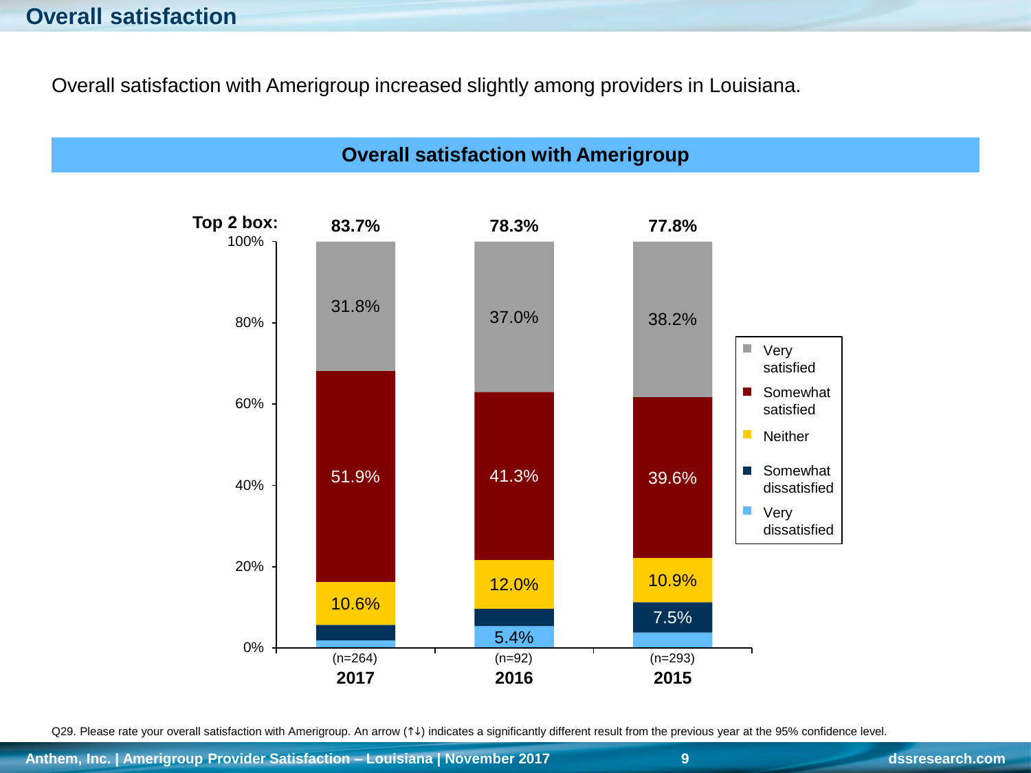# Overall satisfaction

Overall satisfaction with Amerigroup increased slightly among providers in Louisiana.

## Overall satisfaction with Amerigroup

| | 2017 (n=264) | 2016 (n=92) | 2015 (n=293) |
|---|---|---|---|
| Top 2 box | 83.7% | 78.3% | 77.8% |
| Very satisfied | 31.8% | 37.0% | 38.2% |
| Somewhat satisfied | 51.9% | 41.3% | 39.6% |
| Neither | 10.6% | 12.0% | 10.9% |
| Somewhat dissatisfied | | | 7.5% |
| Very dissatisfied | | 5.4% | |

Q29. Please rate your overall satisfaction with Amerigroup. An arrow (↑↓) indicates a significantly different result from the previous year at the 95% confidence level.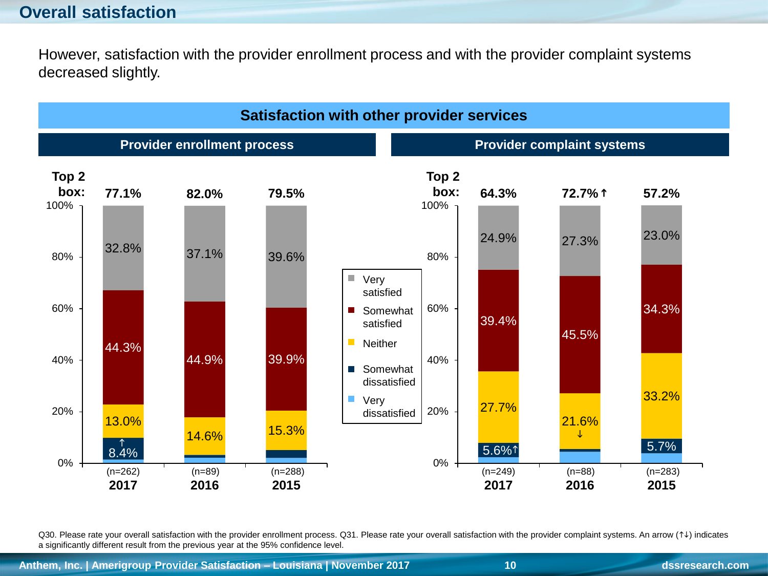# Overall satisfaction

However, satisfaction with the provider enrollment process and with the provider complaint systems decreased slightly.

## Satisfaction with other provider services

### Provider enrollment process

| | 2017 (n=262) | 2016 (n=89) | 2015 (n=288) |
|---|---|---|---|
| Top 2 box | 77.1% | 82.0% | 79.5% |
| Very satisfied | 32.8% | 37.1% | 39.6% |
| Somewhat satisfied | 44.3% | 44.9% | 39.9% |
| Neither | 13.0% | 14.6% | 15.3% |
| Somewhat dissatisfied | 8.4% ↑ | | |
| Very dissatisfied | | | |

### Provider complaint systems

| | 2017 (n=249) | 2016 (n=88) | 2015 (n=283) |
|---|---|---|---|
| Top 2 box | 64.3% | 72.7% ↑ | 57.2% |
| Very satisfied | 24.9% | 27.3% | 23.0% |
| Somewhat satisfied | 39.4% | 45.5% | 34.3% |
| Neither | 27.7% | 21.6% ↓ | 33.2% |
| Somewhat dissatisfied | 5.6% ↑ | | 5.7% |
| Very dissatisfied | | | |

Q30. Please rate your overall satisfaction with the provider enrollment process. Q31. Please rate your overall satisfaction with the provider complaint systems. An arrow (↑↓) indicates a significantly different result from the previous year at the 95% confidence level.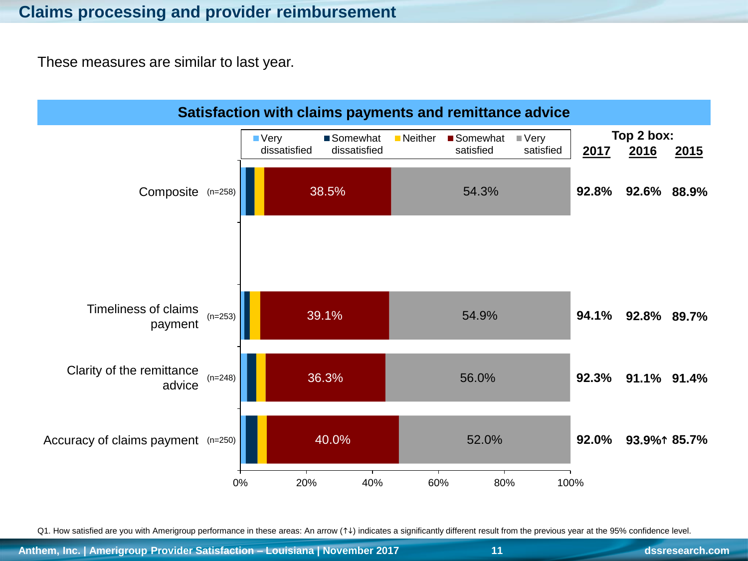# Claims processing and provider reimbursement

These measures are similar to last year.

## Satisfaction with claims payments and remittance advice

Legend: Very dissatisfied, Somewhat dissatisfied, Neither, Somewhat satisfied, Very satisfied

| | n | Somewhat satisfied | Very satisfied | Top 2 box: 2017 | 2016 | 2015 |
|---|---|---|---|---|---|---|
| Composite | (n=258) | 38.5% | 54.3% | 92.8% | 92.6% | 88.9% |
| Timeliness of claims payment | (n=253) | 39.1% | 54.9% | 94.1% | 92.8% | 89.7% |
| Clarity of the remittance advice | (n=248) | 36.3% | 56.0% | 92.3% | 91.1% | 91.4% |
| Accuracy of claims payment | (n=250) | 40.0% | 52.0% | 92.0% | 93.9%↑ | 85.7% |

Q1. How satisfied are you with Amerigroup performance in these areas: An arrow (↑↓) indicates a significantly different result from the previous year at the 95% confidence level.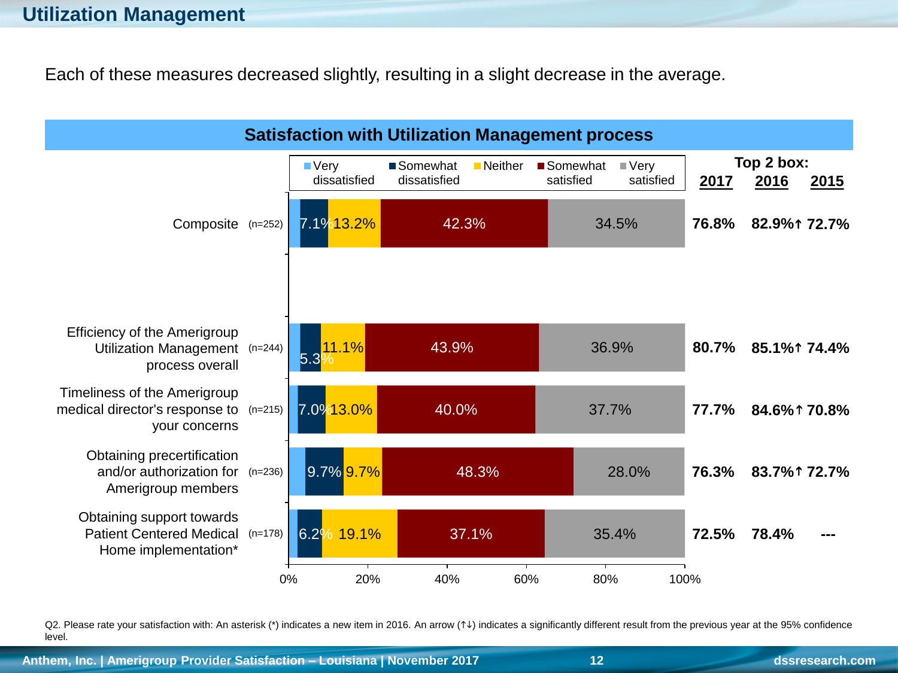## Utilization Management

Each of these measures decreased slightly, resulting in a slight decrease in the average.

**Satisfaction with Utilization Management process**

| Measure | n | Very dissatisfied | Somewhat dissatisfied | Neither | Somewhat satisfied | Very satisfied | Top 2 box: 2017 | 2016 | 2015 |
|---|---|---|---|---|---|---|---|---|---|
| Composite | (n=252) | | 7.1% | 13.2% | 42.3% | 34.5% | 76.8% | 82.9%↑ | 72.7% |
| Efficiency of the Amerigroup Utilization Management process overall | (n=244) | | 5.3% | 11.1% | 43.9% | 36.9% | 80.7% | 85.1%↑ | 74.4% |
| Timeliness of the Amerigroup medical director's response to your concerns | (n=215) | | 7.0% | 13.0% | 40.0% | 37.7% | 77.7% | 84.6%↑ | 70.8% |
| Obtaining precertification and/or authorization for Amerigroup members | (n=236) | | 9.7% | 9.7% | 48.3% | 28.0% | 76.3% | 83.7%↑ | 72.7% |
| Obtaining support towards Patient Centered Medical Home implementation* | (n=178) | | 6.2% | 19.1% | 37.1% | 35.4% | 72.5% | 78.4% | --- |

Q2. Please rate your satisfaction with: An asterisk (*) indicates a new item in 2016. An arrow (↑↓) indicates a significantly different result from the previous year at the 95% confidence level.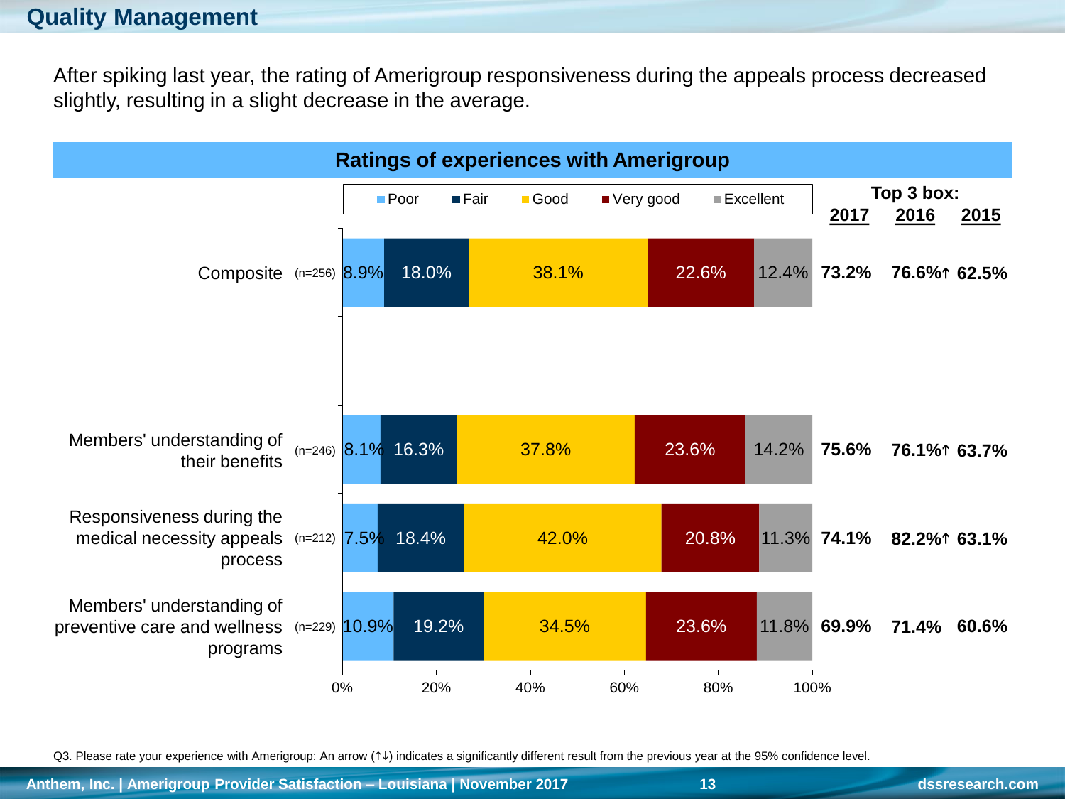## Quality Management

After spiking last year, the rating of Amerigroup responsiveness during the appeals process decreased slightly, resulting in a slight decrease in the average.

**Ratings of experiences with Amerigroup**

| | n | Poor | Fair | Good | Very good | Excellent | Top 3 box: 2017 | 2016 | 2015 |
|---|---|---|---|---|---|---|---|---|---|
| Composite | (n=256) | 8.9% | 18.0% | 38.1% | 22.6% | 12.4% | 73.2% | 76.6%↑ | 62.5% |
| Members' understanding of their benefits | (n=246) | 8.1% | 16.3% | 37.8% | 23.6% | 14.2% | 75.6% | 76.1%↑ | 63.7% |
| Responsiveness during the medical necessity appeals process | (n=212) | 7.5% | 18.4% | 42.0% | 20.8% | 11.3% | 74.1% | 82.2%↑ | 63.1% |
| Members' understanding of preventive care and wellness programs | (n=229) | 10.9% | 19.2% | 34.5% | 23.6% | 11.8% | 69.9% | 71.4% | 60.6% |

Q3. Please rate your experience with Amerigroup: An arrow (↑↓) indicates a significantly different result from the previous year at the 95% confidence level.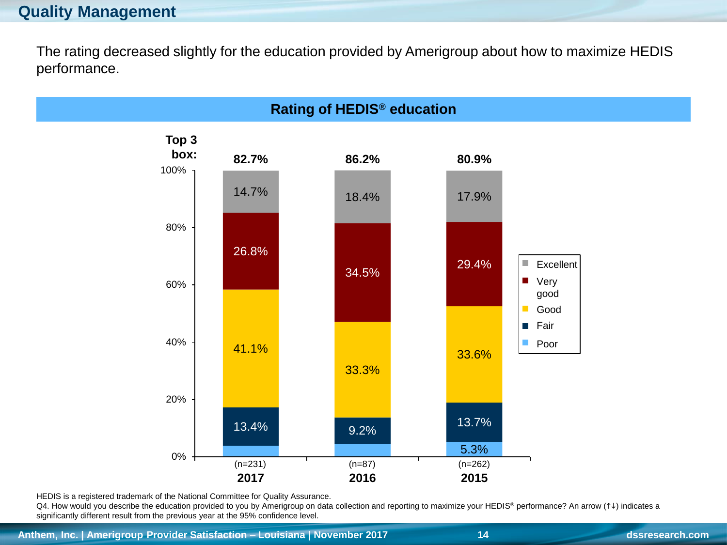## Quality Management

The rating decreased slightly for the education provided by Amerigroup about how to maximize HEDIS performance.

### Rating of HEDIS® education

| | 2017 (n=231) | 2016 (n=87) | 2015 (n=262) |
|---|---|---|---|
| Top 3 box: | 82.7% | 86.2% | 80.9% |
| Excellent | 14.7% | 18.4% | 17.9% |
| Very good | 26.8% | 34.5% | 29.4% |
| Good | 41.1% | 33.3% | 33.6% |
| Fair | 13.4% | 9.2% | 13.7% |
| Poor | | | 5.3% |

HEDIS is a registered trademark of the National Committee for Quality Assurance.

Q4. How would you describe the education provided to you by Amerigroup on data collection and reporting to maximize your HEDIS® performance? An arrow (↑↓) indicates a significantly different result from the previous year at the 95% confidence level.

Anthem, Inc. | Amerigroup Provider Satisfaction – Louisiana | November 2017

dssresearch.com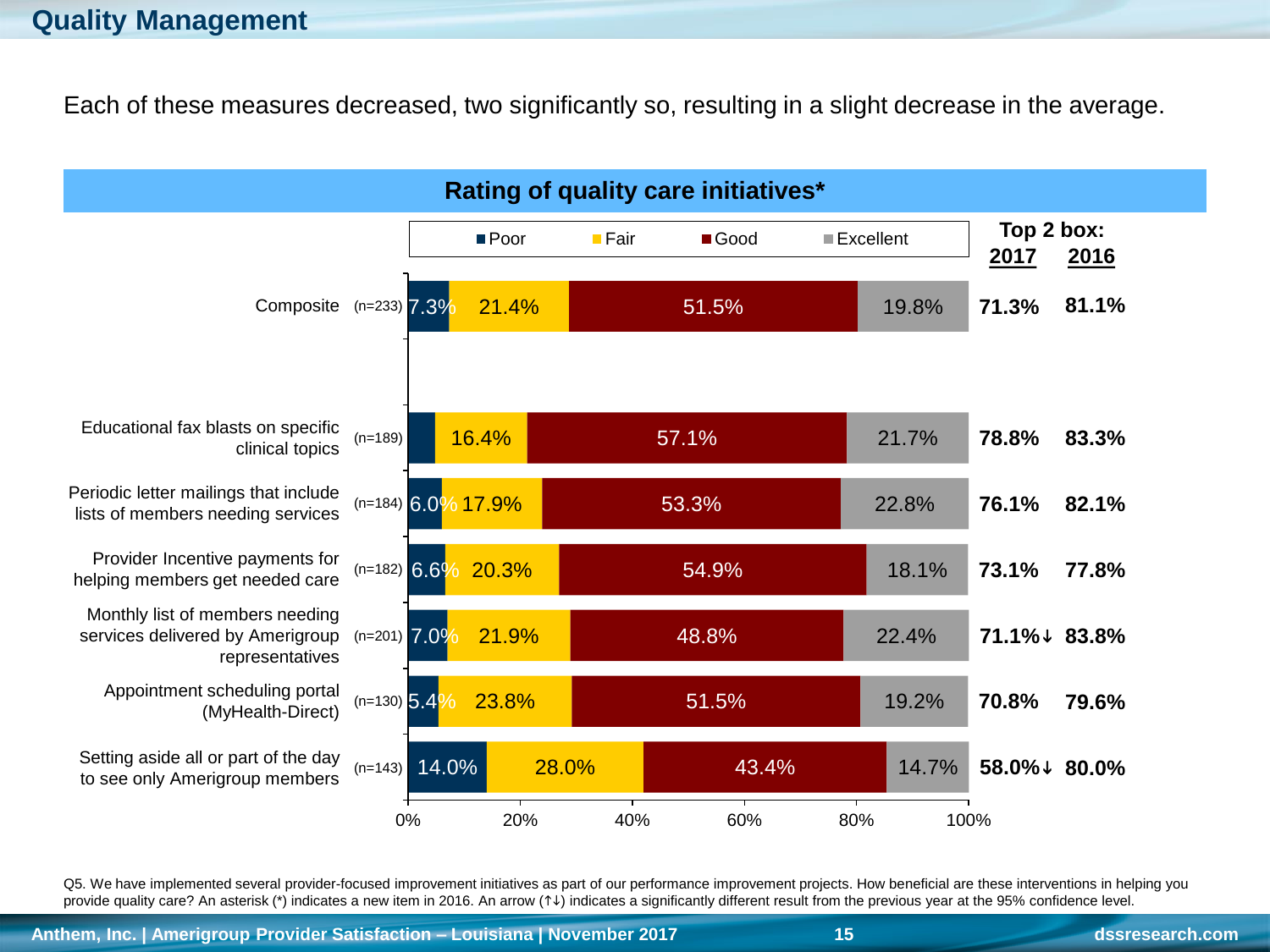# Quality Management

Each of these measures decreased, two significantly so, resulting in a slight decrease in the average.

**Rating of quality care initiatives***

| Item | n | Poor | Fair | Good | Excellent | Top 2 box: 2017 | Top 2 box: 2016 |
|---|---|---|---|---|---|---|---|
| Composite | (n=233) | 7.3% | 21.4% | 51.5% | 19.8% | 71.3% | 81.1% |
| Educational fax blasts on specific clinical topics | (n=189) | | 16.4% | 57.1% | 21.7% | 78.8% | 83.3% |
| Periodic letter mailings that include lists of members needing services | (n=184) | 6.0% | 17.9% | 53.3% | 22.8% | 76.1% | 82.1% |
| Provider Incentive payments for helping members get needed care | (n=182) | 6.6% | 20.3% | 54.9% | 18.1% | 73.1% | 77.8% |
| Monthly list of members needing services delivered by Amerigroup representatives | (n=201) | 7.0% | 21.9% | 48.8% | 22.4% | 71.1%↓ | 83.8% |
| Appointment scheduling portal (MyHealth-Direct) | (n=130) | 5.4% | 23.8% | 51.5% | 19.2% | 70.8% | 79.6% |
| Setting aside all or part of the day to see only Amerigroup members | (n=143) | 14.0% | 28.0% | 43.4% | 14.7% | 58.0%↓ | 80.0% |

Q5. We have implemented several provider-focused improvement initiatives as part of our performance improvement projects. How beneficial are these interventions in helping you provide quality care? An asterisk (*) indicates a new item in 2016. An arrow (↑↓) indicates a significantly different result from the previous year at the 95% confidence level.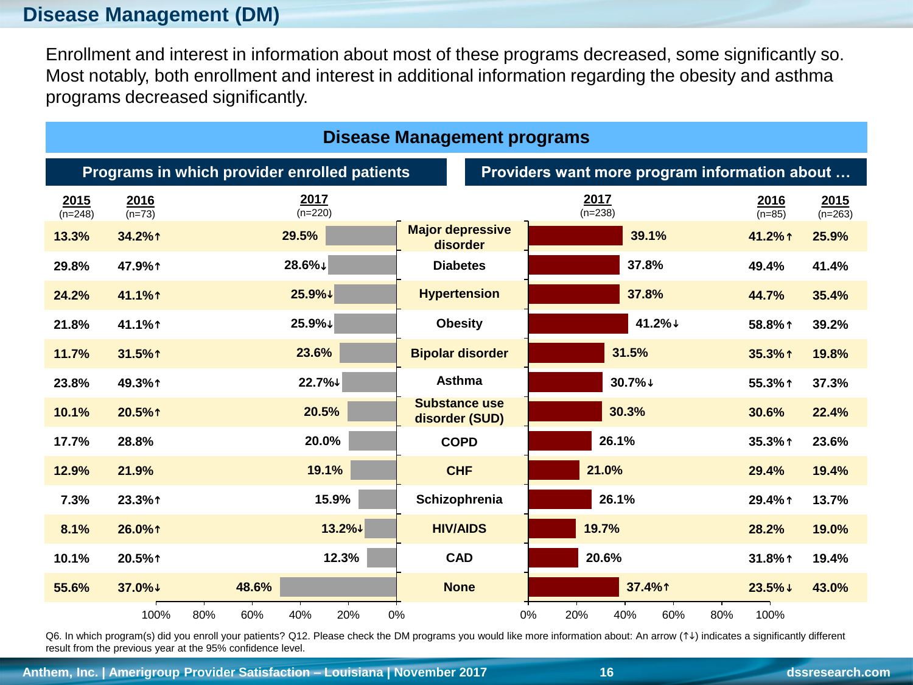## Disease Management (DM)

Enrollment and interest in information about most of these programs decreased, some significantly so. Most notably, both enrollment and interest in additional information regarding the obesity and asthma programs decreased significantly.

### Disease Management programs

| Programs in which provider enrolled patients | | | | Providers want more program information about … | | |
|---|---|---|---|---|---|---|
| **2015** (n=248) | **2016** (n=73) | **2017** (n=220) | | **2017** (n=238) | **2016** (n=85) | **2015** (n=263) |
| 13.3% | 34.2%↑ | 29.5% | Major depressive disorder | 39.1% | 41.2%↑ | 25.9% |
| 29.8% | 47.9%↑ | 28.6%↓ | Diabetes | 37.8% | 49.4% | 41.4% |
| 24.2% | 41.1%↑ | 25.9%↓ | Hypertension | 37.8% | 44.7% | 35.4% |
| 21.8% | 41.1%↑ | 25.9%↓ | Obesity | 41.2%↓ | 58.8%↑ | 39.2% |
| 11.7% | 31.5%↑ | 23.6% | Bipolar disorder | 31.5% | 35.3%↑ | 19.8% |
| 23.8% | 49.3%↑ | 22.7%↓ | Asthma | 30.7%↓ | 55.3%↑ | 37.3% |
| 10.1% | 20.5%↑ | 20.5% | Substance use disorder (SUD) | 30.3% | 30.6% | 22.4% |
| 17.7% | 28.8% | 20.0% | COPD | 26.1% | 35.3%↑ | 23.6% |
| 12.9% | 21.9% | 19.1% | CHF | 21.0% | 29.4% | 19.4% |
| 7.3% | 23.3%↑ | 15.9% | Schizophrenia | 26.1% | 29.4%↑ | 13.7% |
| 8.1% | 26.0%↑ | 13.2%↓ | HIV/AIDS | 19.7% | 28.2% | 19.0% |
| 10.1% | 20.5%↑ | 12.3% | CAD | 20.6% | 31.8%↑ | 19.4% |
| 55.6% | 37.0%↓ | 48.6% | None | 37.4%↑ | 23.5%↓ | 43.0% |

Q6. In which program(s) did you enroll your patients? Q12. Please check the DM programs you would like more information about: An arrow (↑↓) indicates a significantly different result from the previous year at the 95% confidence level.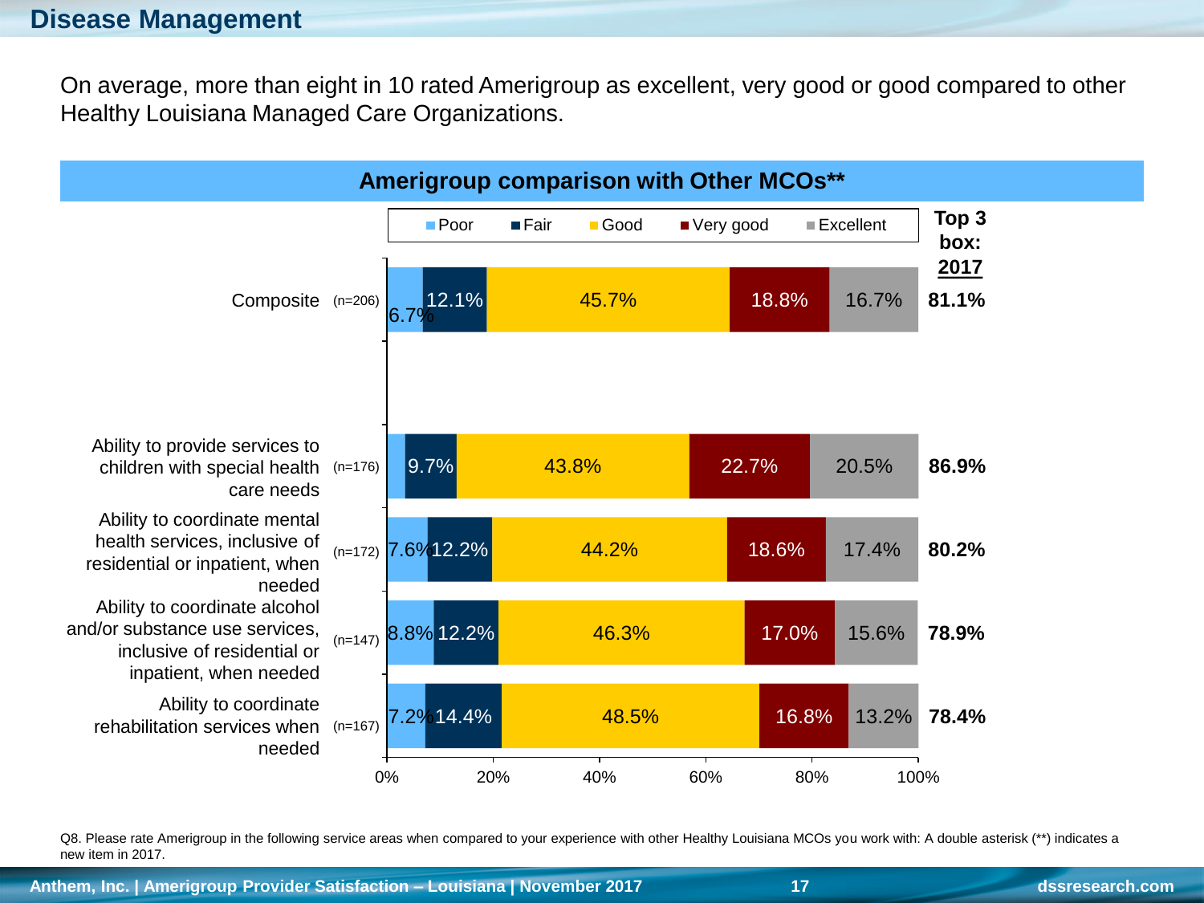## Disease Management

On average, more than eight in 10 rated Amerigroup as excellent, very good or good compared to other Healthy Louisiana Managed Care Organizations.

### Amerigroup comparison with Other MCOs**

| | n | Poor | Fair | Good | Very good | Excellent | Top 3 box: 2017 |
|---|---|---|---|---|---|---|---|
| Composite | (n=206) | 6.7% | 12.1% | 45.7% | 18.8% | 16.7% | 81.1% |
| Ability to provide services to children with special health care needs | (n=176) | | 9.7% | 43.8% | 22.7% | 20.5% | 86.9% |
| Ability to coordinate mental health services, inclusive of residential or inpatient, when needed | (n=172) | 7.6% | 12.2% | 44.2% | 18.6% | 17.4% | 80.2% |
| Ability to coordinate alcohol and/or substance use services, inclusive of residential or inpatient, when needed | (n=147) | 8.8% | 12.2% | 46.3% | 17.0% | 15.6% | 78.9% |
| Ability to coordinate rehabilitation services when needed | (n=167) | 7.2% | 14.4% | 48.5% | 16.8% | 13.2% | 78.4% |

Q8. Please rate Amerigroup in the following service areas when compared to your experience with other Healthy Louisiana MCOs you work with: A double asterisk (**) indicates a new item in 2017.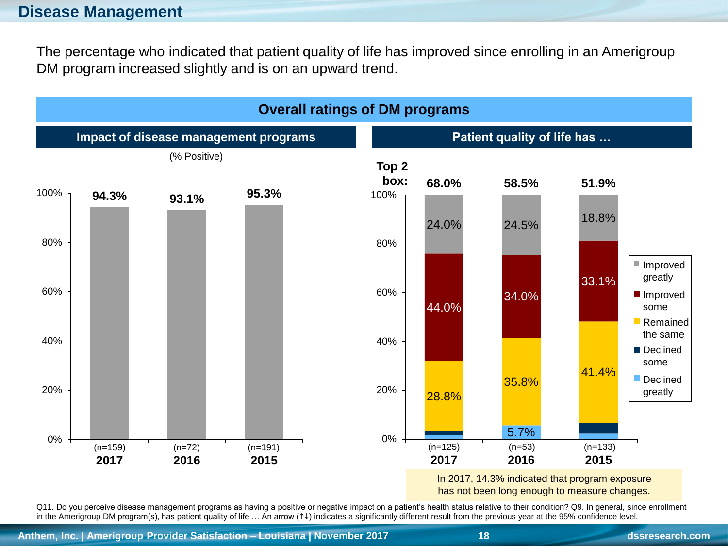# Disease Management

The percentage who indicated that patient quality of life has improved since enrolling in an Amerigroup DM program increased slightly and is on an upward trend.

## Overall ratings of DM programs

### Impact of disease management programs

(% Positive)

| Year | % Positive |
|---|---|
| 2017 (n=159) | 94.3% |
| 2016 (n=72) | 93.1% |
| 2015 (n=191) | 95.3% |

### Patient quality of life has …

| | 2017 (n=125) | 2016 (n=53) | 2015 (n=133) |
|---|---|---|---|
| Top 2 box: | 68.0% | 58.5% | 51.9% |
| Improved greatly | 24.0% | 24.5% | 18.8% |
| Improved some | 44.0% | 34.0% | 33.1% |
| Remained the same | 28.8% | 35.8% | 41.4% |
| Declined some | | | |
| Declined greatly | | 5.7% | |

In 2017, 14.3% indicated that program exposure has not been long enough to measure changes.

Q11. Do you perceive disease management programs as having a positive or negative impact on a patient's health status relative to their condition? Q9. In general, since enrollment in the Amerigroup DM program(s), has patient quality of life … An arrow (↑↓) indicates a significantly different result from the previous year at the 95% confidence level.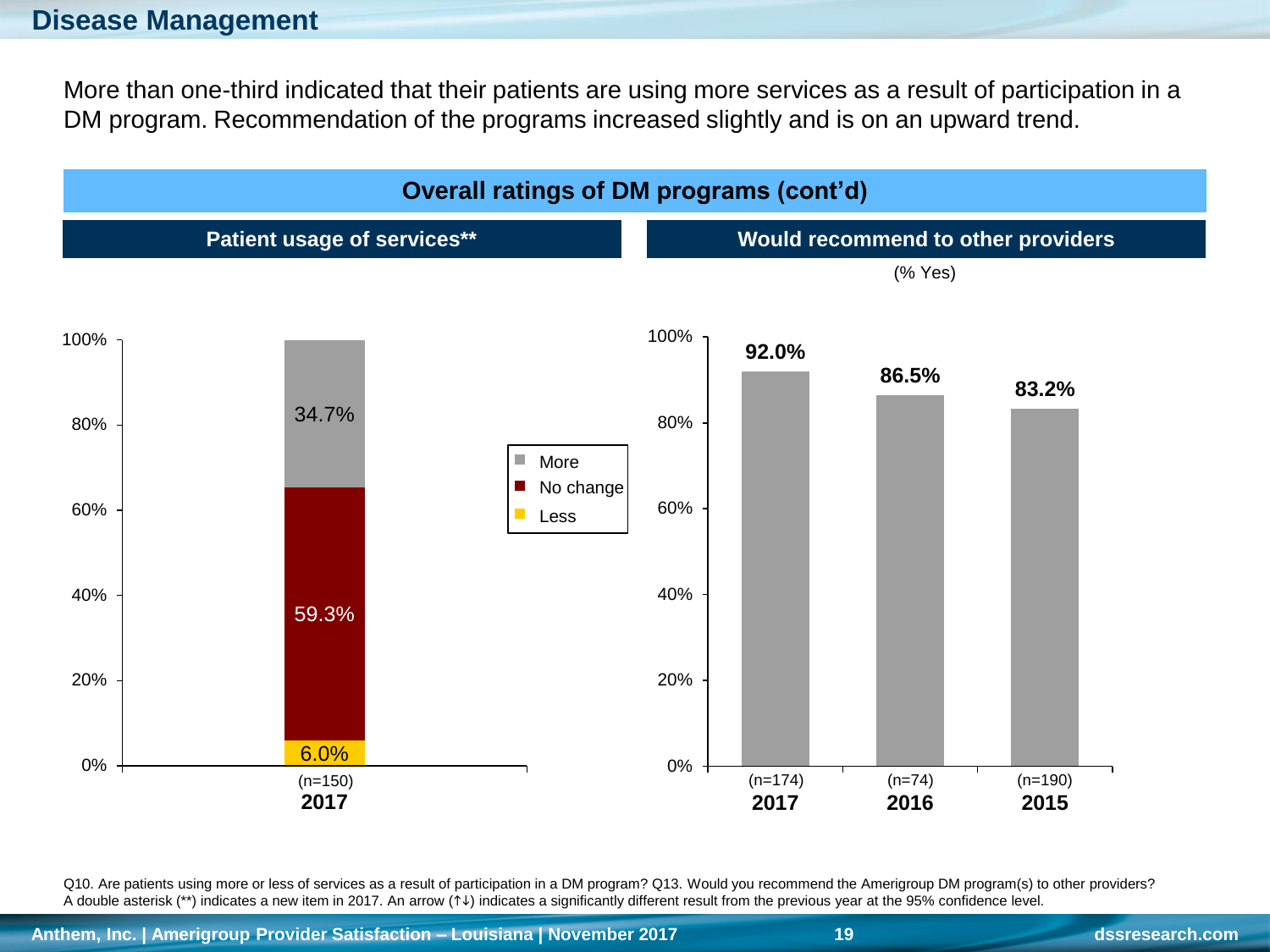# Disease Management

More than one-third indicated that their patients are using more services as a result of participation in a DM program. Recommendation of the programs increased slightly and is on an upward trend.

## Overall ratings of DM programs (cont'd)

### Patient usage of services**

| | 2017 (n=150) |
|---|---|
| More | 34.7% |
| No change | 59.3% |
| Less | 6.0% |

### Would recommend to other providers

(% Yes)

| | 2017 (n=174) | 2016 (n=74) | 2015 (n=190) |
|---|---|---|---|
| % Yes | 92.0% | 86.5% | 83.2% |

Q10. Are patients using more or less of services as a result of participation in a DM program? Q13. Would you recommend the Amerigroup DM program(s) to other providers?
A double asterisk (**) indicates a new item in 2017. An arrow (↑↓) indicates a significantly different result from the previous year at the 95% confidence level.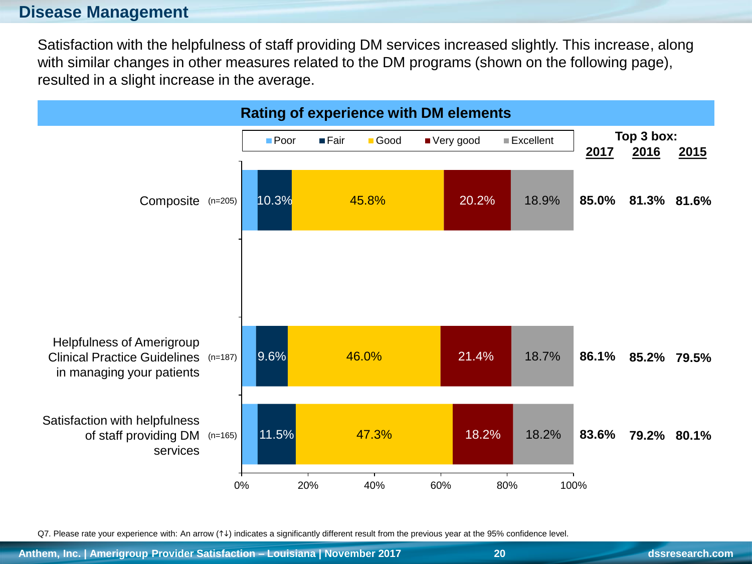## Disease Management

Satisfaction with the helpfulness of staff providing DM services increased slightly. This increase, along with similar changes in other measures related to the DM programs (shown on the following page), resulted in a slight increase in the average.

**Rating of experience with DM elements**

| Element | n | Poor | Fair | Good | Very good | Excellent | Top 3 box: 2017 | 2016 | 2015 |
|---|---|---|---|---|---|---|---|---|---|
| Composite | (n=205) | | 10.3% | 45.8% | 20.2% | 18.9% | 85.0% | 81.3% | 81.6% |
| Helpfulness of Amerigroup Clinical Practice Guidelines in managing your patients | (n=187) | | 9.6% | 46.0% | 21.4% | 18.7% | 86.1% | 85.2% | 79.5% |
| Satisfaction with helpfulness of staff providing DM services | (n=165) | | 11.5% | 47.3% | 18.2% | 18.2% | 83.6% | 79.2% | 80.1% |

Q7. Please rate your experience with: An arrow (↑↓) indicates a significantly different result from the previous year at the 95% confidence level.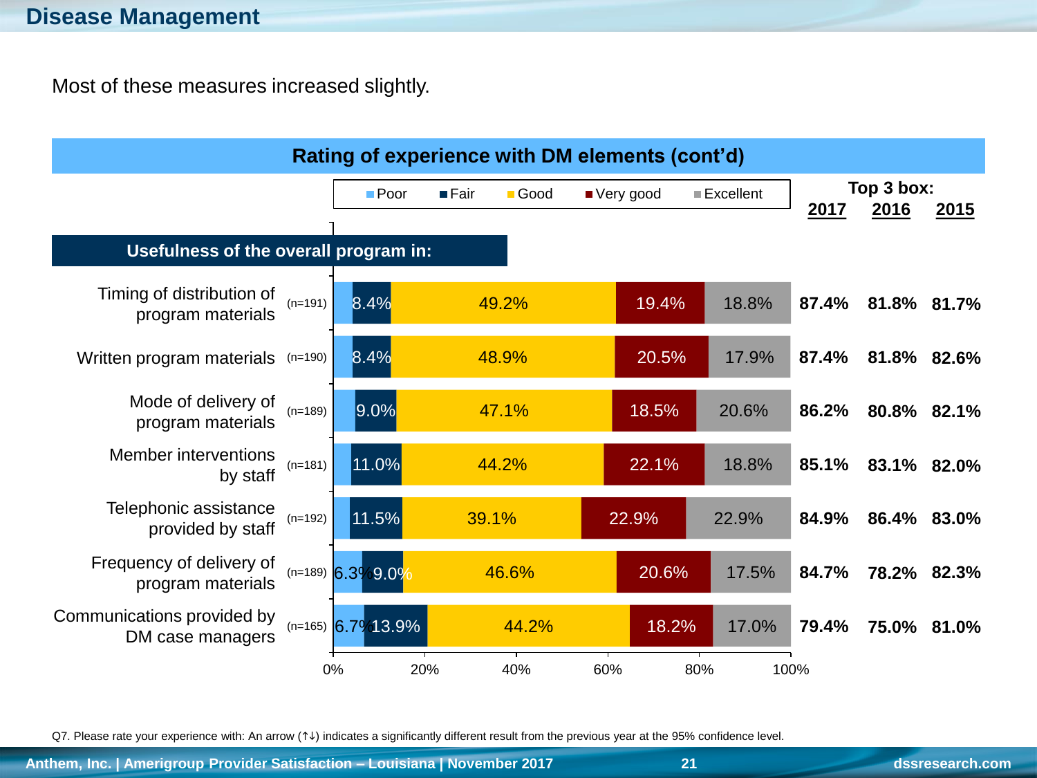# Disease Management

Most of these measures increased slightly.

## Rating of experience with DM elements (cont'd)

**Usefulness of the overall program in:**

| Element | n | Poor | Fair | Good | Very good | Excellent | Top 3 box: 2017 | 2016 | 2015 |
|---|---|---|---|---|---|---|---|---|---|
| Timing of distribution of program materials | (n=191) | | 8.4% | 49.2% | 19.4% | 18.8% | 87.4% | 81.8% | 81.7% |
| Written program materials | (n=190) | | 8.4% | 48.9% | 20.5% | 17.9% | 87.4% | 81.8% | 82.6% |
| Mode of delivery of program materials | (n=189) | | 9.0% | 47.1% | 18.5% | 20.6% | 86.2% | 80.8% | 82.1% |
| Member interventions by staff | (n=181) | | 11.0% | 44.2% | 22.1% | 18.8% | 85.1% | 83.1% | 82.0% |
| Telephonic assistance provided by staff | (n=192) | | 11.5% | 39.1% | 22.9% | 22.9% | 84.9% | 86.4% | 83.0% |
| Frequency of delivery of program materials | (n=189) | 6.3% | 9.0% | 46.6% | 20.6% | 17.5% | 84.7% | 78.2% | 82.3% |
| Communications provided by DM case managers | (n=165) | 6.7% | 13.9% | 44.2% | 18.2% | 17.0% | 79.4% | 75.0% | 81.0% |

Q7. Please rate your experience with: An arrow (↑↓) indicates a significantly different result from the previous year at the 95% confidence level.

Anthem, Inc. | Amerigroup Provider Satisfaction – Louisiana | November 2017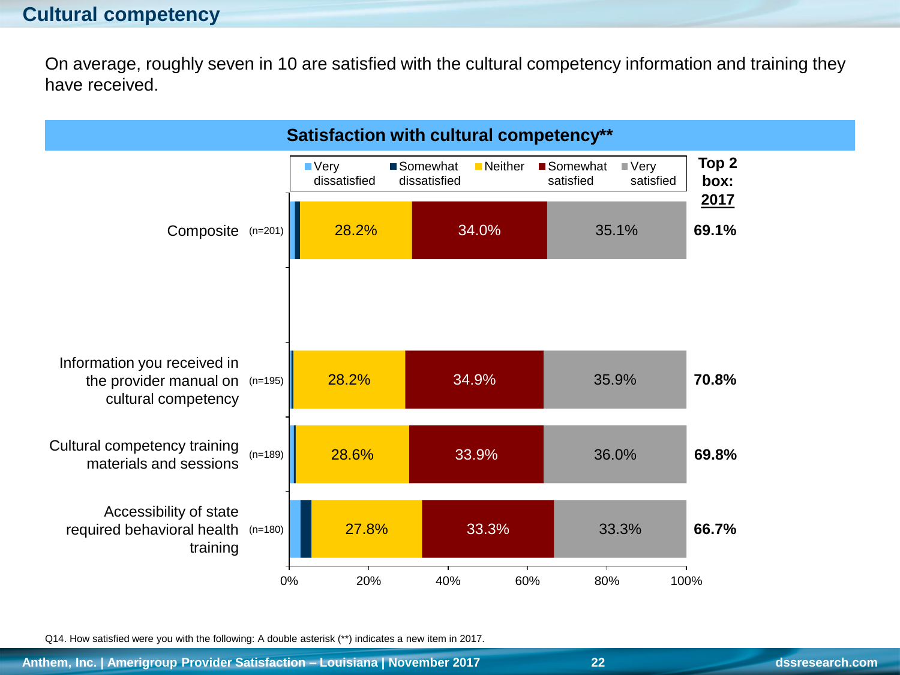## Cultural competency

On average, roughly seven in 10 are satisfied with the cultural competency information and training they have received.

**Satisfaction with cultural competency****

| Item | n | Very dissatisfied | Somewhat dissatisfied | Neither | Somewhat satisfied | Very satisfied | Top 2 box: 2017 |
|---|---|---|---|---|---|---|---|
| Composite | (n=201) | | | 28.2% | 34.0% | 35.1% | **69.1%** |
| Information you received in the provider manual on cultural competency | (n=195) | | | 28.2% | 34.9% | 35.9% | **70.8%** |
| Cultural competency training materials and sessions | (n=189) | | | 28.6% | 33.9% | 36.0% | **69.8%** |
| Accessibility of state required behavioral health training | (n=180) | | | 27.8% | 33.3% | 33.3% | **66.7%** |

Q14. How satisfied were you with the following: A double asterisk (**) indicates a new item in 2017.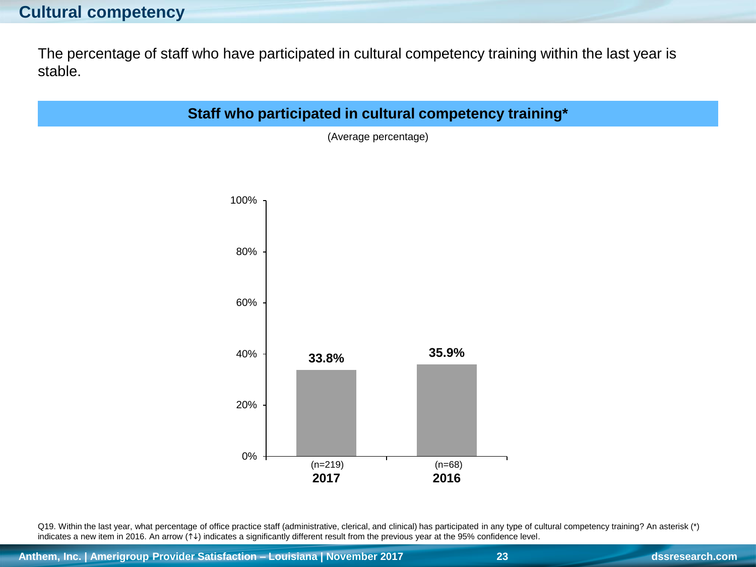# Cultural competency

The percentage of staff who have participated in cultural competency training within the last year is stable.

## Staff who participated in cultural competency training*

(Average percentage)

| Year | Average percentage |
| --- | --- |
| 2017 (n=219) | 33.8% |
| 2016 (n=68) | 35.9% |

Q19. Within the last year, what percentage of office practice staff (administrative, clerical, and clinical) has participated in any type of cultural competency training? An asterisk (*) indicates a new item in 2016. An arrow (↑↓) indicates a significantly different result from the previous year at the 95% confidence level.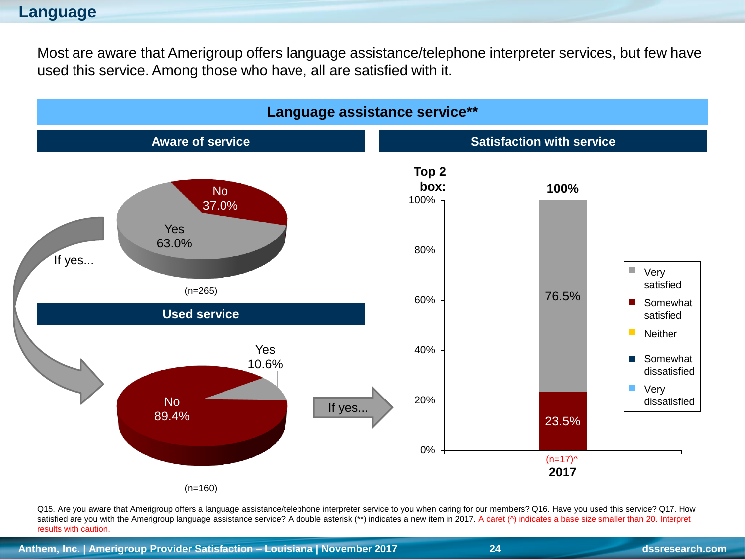# Language

Most are aware that Amerigroup offers language assistance/telephone interpreter services, but few have used this service. Among those who have, all are satisfied with it.

## Language assistance service**

### Aware of service

| Response | Percent |
|---|---|
| Yes | 63.0% |
| No | 37.0% |

(n=265)

If yes...

### Used service

| Response | Percent |
|---|---|
| Yes | 10.6% |
| No | 89.4% |

(n=160)

If yes...

### Satisfaction with service

| | 2017 (n=17)^ |
|---|---|
| Top 2 box: | 100% |
| Very satisfied | 76.5% |
| Somewhat satisfied | 23.5% |
| Neither | |
| Somewhat dissatisfied | |
| Very dissatisfied | |

Q15. Are you aware that Amerigroup offers a language assistance/telephone interpreter service to you when caring for our members? Q16. Have you used this service? Q17. How satisfied are you with the Amerigroup language assistance service? A double asterisk (**) indicates a new item in 2017. A caret (^) indicates a base size smaller than 20. Interpret results with caution.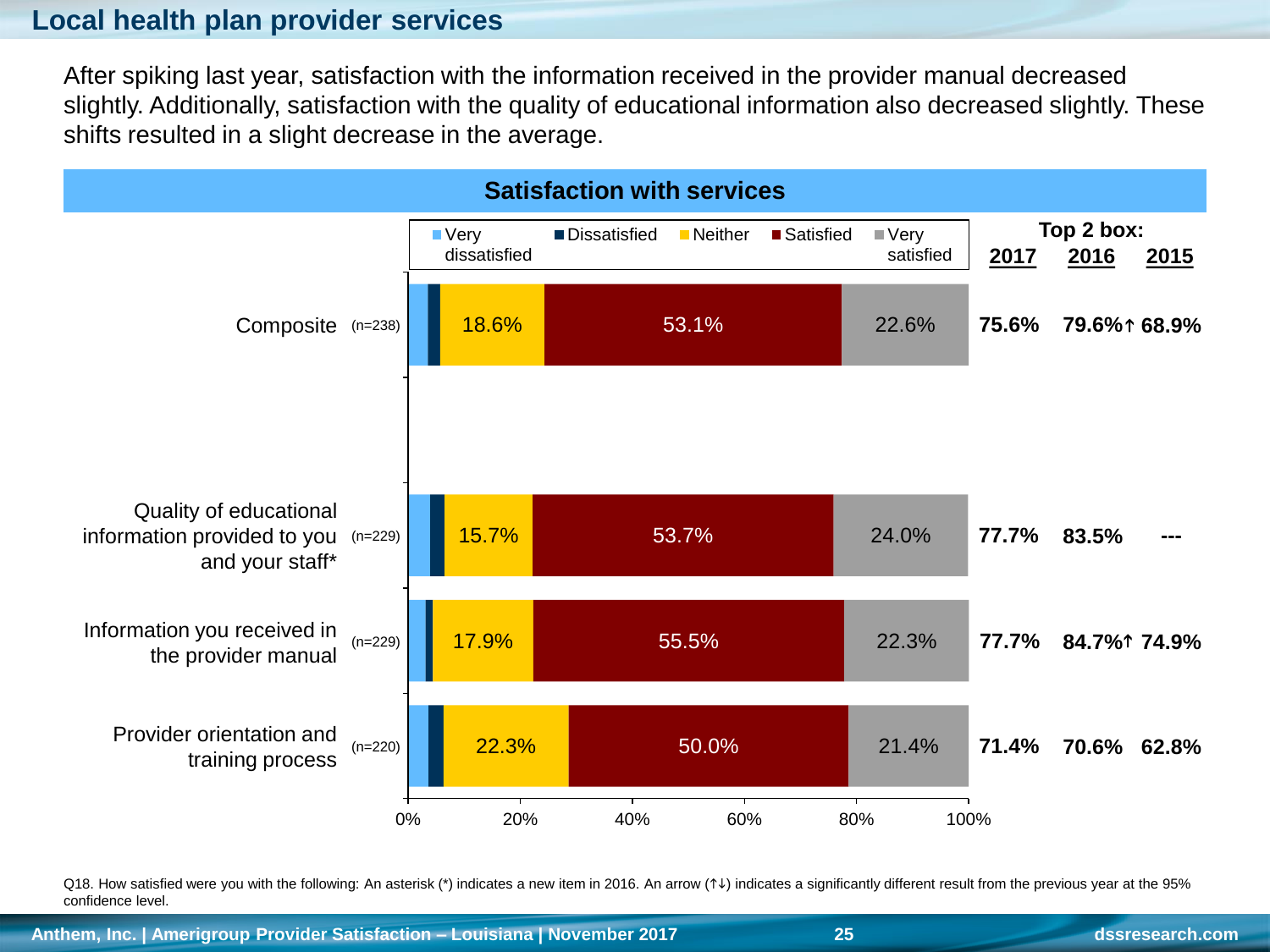## Local health plan provider services

After spiking last year, satisfaction with the information received in the provider manual decreased slightly. Additionally, satisfaction with the quality of educational information also decreased slightly. These shifts resulted in a slight decrease in the average.

### Satisfaction with services

| | n | Neither | Satisfied | Very satisfied | Top 2 box: 2017 | 2016 | 2015 |
|---|---|---|---|---|---|---|---|
| Composite | (n=238) | 18.6% | 53.1% | 22.6% | 75.6% | 79.6%↑ | 68.9% |
| Quality of educational information provided to you and your staff* | (n=229) | 15.7% | 53.7% | 24.0% | 77.7% | 83.5% | --- |
| Information you received in the provider manual | (n=229) | 17.9% | 55.5% | 22.3% | 77.7% | 84.7%↑ | 74.9% |
| Provider orientation and training process | (n=220) | 22.3% | 50.0% | 21.4% | 71.4% | 70.6% | 62.8% |

Legend: Very dissatisfied, Dissatisfied, Neither, Satisfied, Very satisfied

Q18. How satisfied were you with the following: An asterisk (*) indicates a new item in 2016. An arrow (↑↓) indicates a significantly different result from the previous year at the 95% confidence level.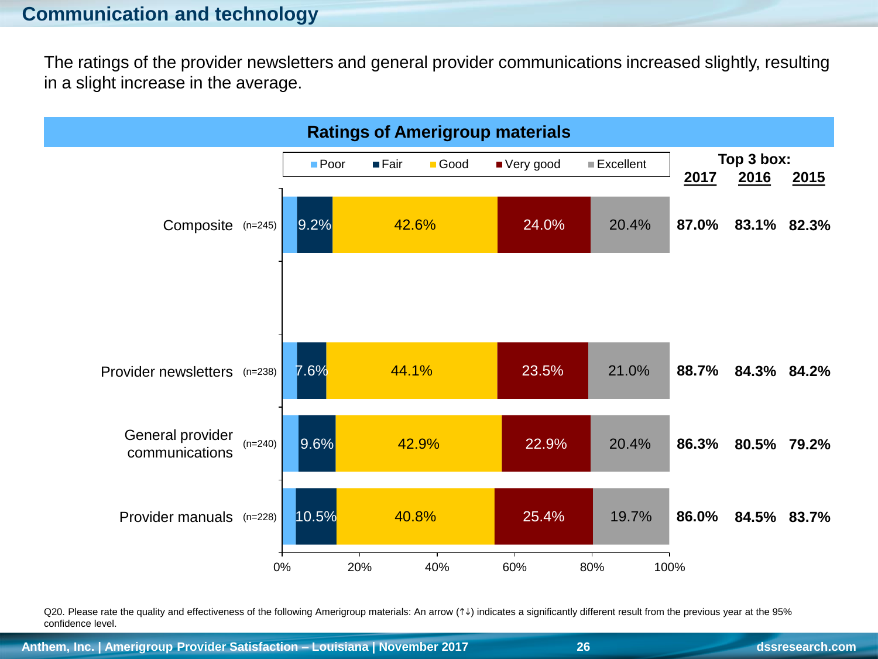## Communication and technology

The ratings of the provider newsletters and general provider communications increased slightly, resulting in a slight increase in the average.

### Ratings of Amerigroup materials

| | n | Poor | Fair | Good | Very good | Excellent | Top 3 box: 2017 | 2016 | 2015 |
|---|---|---|---|---|---|---|---|---|---|
| Composite | (n=245) | | 9.2% | 42.6% | 24.0% | 20.4% | 87.0% | 83.1% | 82.3% |
| Provider newsletters | (n=238) | | 7.6% | 44.1% | 23.5% | 21.0% | 88.7% | 84.3% | 84.2% |
| General provider communications | (n=240) | | 9.6% | 42.9% | 22.9% | 20.4% | 86.3% | 80.5% | 79.2% |
| Provider manuals | (n=228) | | 10.5% | 40.8% | 25.4% | 19.7% | 86.0% | 84.5% | 83.7% |

Q20. Please rate the quality and effectiveness of the following Amerigroup materials: An arrow (↑↓) indicates a significantly different result from the previous year at the 95% confidence level.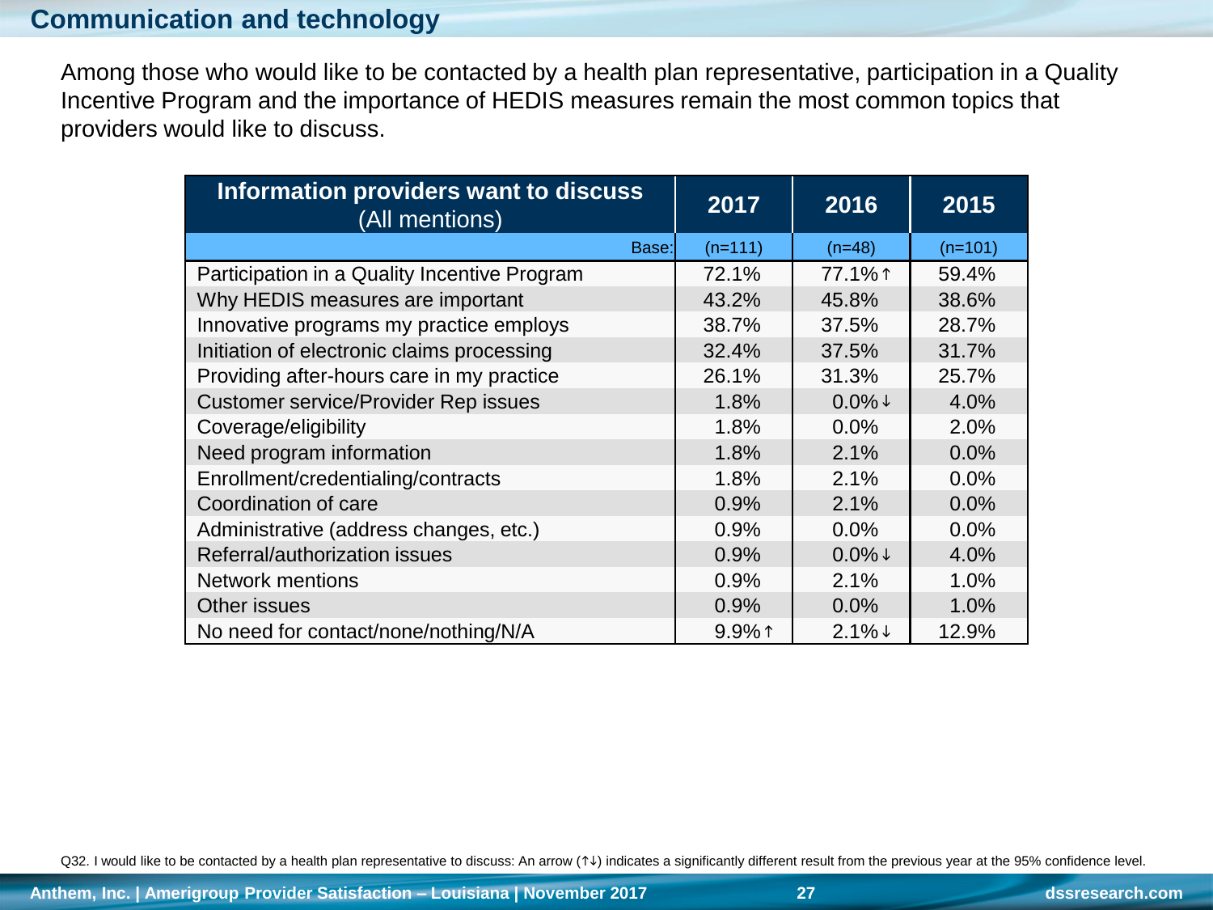## Communication and technology

Among those who would like to be contacted by a health plan representative, participation in a Quality Incentive Program and the importance of HEDIS measures remain the most common topics that providers would like to discuss.

| Information providers want to discuss (All mentions) | 2017 | 2016 | 2015 |
|---|---|---|---|
| Base: | (n=111) | (n=48) | (n=101) |
| Participation in a Quality Incentive Program | 72.1% | 77.1%↑ | 59.4% |
| Why HEDIS measures are important | 43.2% | 45.8% | 38.6% |
| Innovative programs my practice employs | 38.7% | 37.5% | 28.7% |
| Initiation of electronic claims processing | 32.4% | 37.5% | 31.7% |
| Providing after-hours care in my practice | 26.1% | 31.3% | 25.7% |
| Customer service/Provider Rep issues | 1.8% | 0.0%↓ | 4.0% |
| Coverage/eligibility | 1.8% | 0.0% | 2.0% |
| Need program information | 1.8% | 2.1% | 0.0% |
| Enrollment/credentialing/contracts | 1.8% | 2.1% | 0.0% |
| Coordination of care | 0.9% | 2.1% | 0.0% |
| Administrative (address changes, etc.) | 0.9% | 0.0% | 0.0% |
| Referral/authorization issues | 0.9% | 0.0%↓ | 4.0% |
| Network mentions | 0.9% | 2.1% | 1.0% |
| Other issues | 0.9% | 0.0% | 1.0% |
| No need for contact/none/nothing/N/A | 9.9%↑ | 2.1%↓ | 12.9% |

Q32. I would like to be contacted by a health plan representative to discuss: An arrow (↑↓) indicates a significantly different result from the previous year at the 95% confidence level.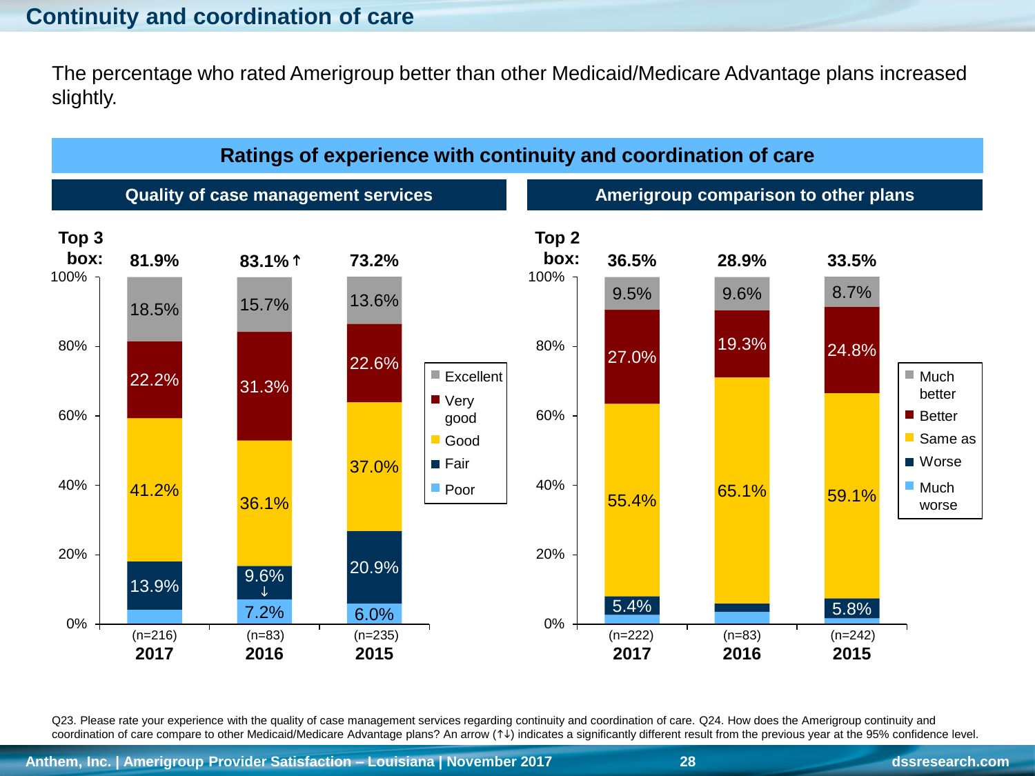# Continuity and coordination of care

The percentage who rated Amerigroup better than other Medicaid/Medicare Advantage plans increased slightly.

## Ratings of experience with continuity and coordination of care

### Quality of case management services

| | 2017 (n=216) | 2016 (n=83) | 2015 (n=235) |
|---|---|---|---|
| Top 3 box: | 81.9% | 83.1% ↑ | 73.2% |
| Excellent | 18.5% | 15.7% | 13.6% |
| Very good | 22.2% | 31.3% | 22.6% |
| Good | 41.2% | 36.1% | 37.0% |
| Fair | 13.9% | 9.6% ↓ | 20.9% |
| Poor | | 7.2% | 6.0% |

### Amerigroup comparison to other plans

| | 2017 (n=222) | 2016 (n=83) | 2015 (n=242) |
|---|---|---|---|
| Top 2 box: | 36.5% | 28.9% | 33.5% |
| Much better | 9.5% | 9.6% | 8.7% |
| Better | 27.0% | 19.3% | 24.8% |
| Same as | 55.4% | 65.1% | 59.1% |
| Worse | 5.4% | | 5.8% |
| Much worse | | | |

Q23. Please rate your experience with the quality of case management services regarding continuity and coordination of care. Q24. How does the Amerigroup continuity and coordination of care compare to other Medicaid/Medicare Advantage plans? An arrow (↑↓) indicates a significantly different result from the previous year at the 95% confidence level.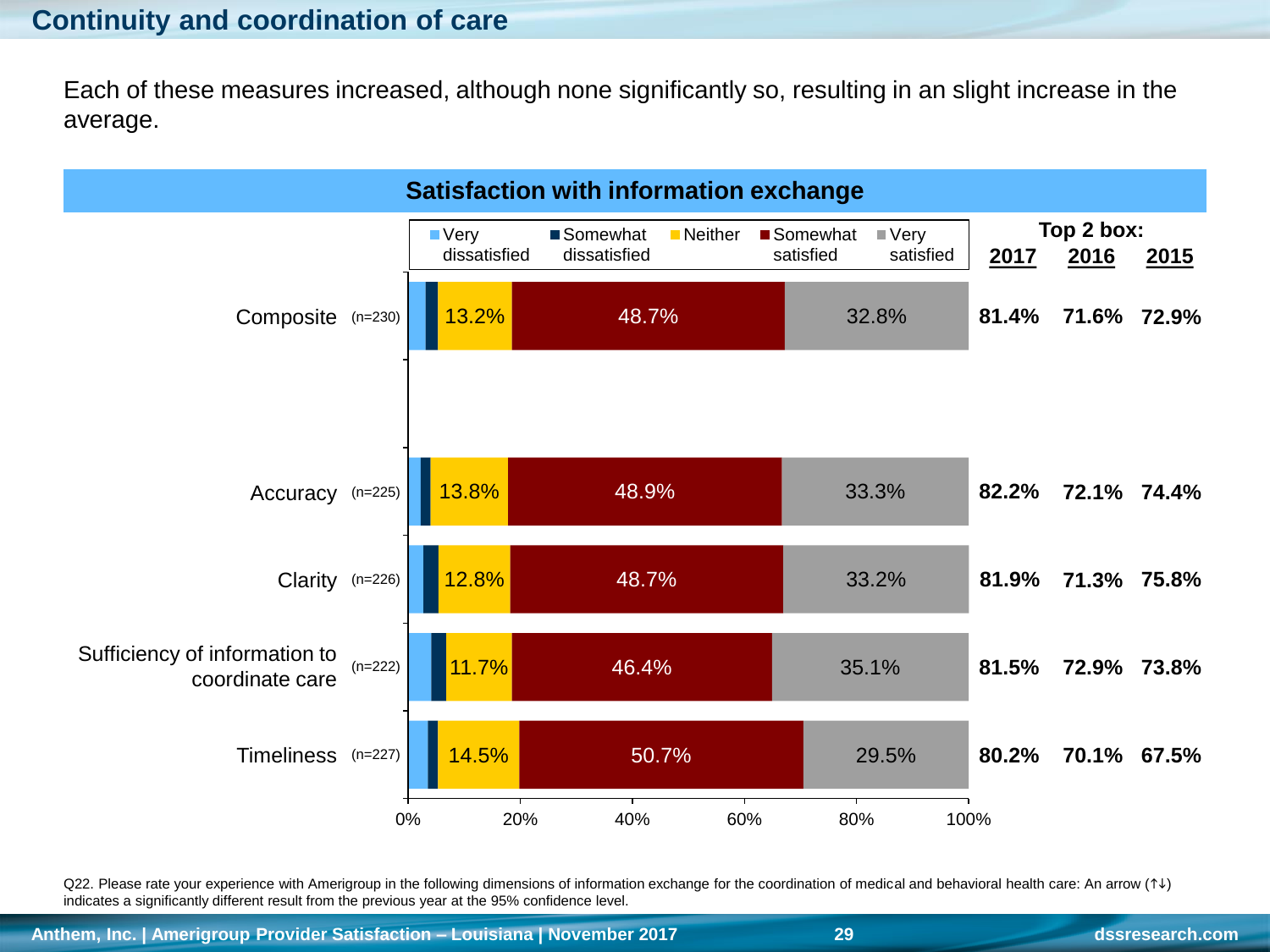## Continuity and coordination of care

Each of these measures increased, although none significantly so, resulting in an slight increase in the average.

### Satisfaction with information exchange

| | n | Very dissatisfied | Somewhat dissatisfied | Neither | Somewhat satisfied | Very satisfied | Top 2 box: 2017 | 2016 | 2015 |
|---|---|---|---|---|---|---|---|---|---|
| Composite | (n=230) | | | 13.2% | 48.7% | 32.8% | **81.4%** | **71.6%** | **72.9%** |
| Accuracy | (n=225) | | | 13.8% | 48.9% | 33.3% | **82.2%** | **72.1%** | **74.4%** |
| Clarity | (n=226) | | | 12.8% | 48.7% | 33.2% | **81.9%** | **71.3%** | **75.8%** |
| Sufficiency of information to coordinate care | (n=222) | | | 11.7% | 46.4% | 35.1% | **81.5%** | **72.9%** | **73.8%** |
| Timeliness | (n=227) | | | 14.5% | 50.7% | 29.5% | **80.2%** | **70.1%** | **67.5%** |

Q22. Please rate your experience with Amerigroup in the following dimensions of information exchange for the coordination of medical and behavioral health care: An arrow (↑↓) indicates a significantly different result from the previous year at the 95% confidence level.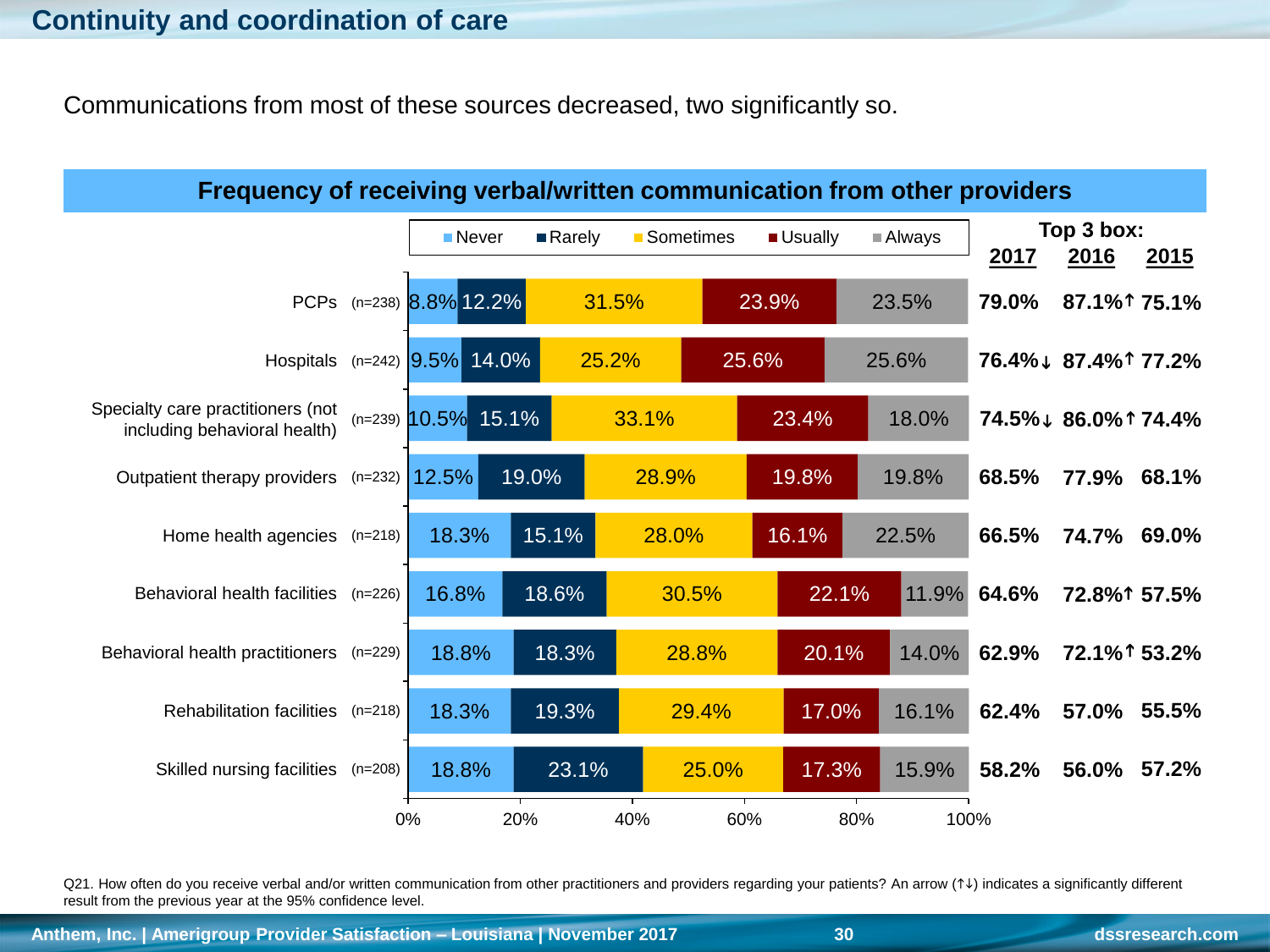## Continuity and coordination of care

Communications from most of these sources decreased, two significantly so.

### Frequency of receiving verbal/written communication from other providers

| Source | n | Never | Rarely | Sometimes | Usually | Always | Top 3 box: 2017 | 2016 | 2015 |
|---|---|---|---|---|---|---|---|---|---|
| PCPs | (n=238) | 8.8% | 12.2% | 31.5% | 23.9% | 23.5% | 79.0% | 87.1%↑ | 75.1% |
| Hospitals | (n=242) | 9.5% | 14.0% | 25.2% | 25.6% | 25.6% | 76.4%↓ | 87.4%↑ | 77.2% |
| Specialty care practitioners (not including behavioral health) | (n=239) | 10.5% | 15.1% | 33.1% | 23.4% | 18.0% | 74.5%↓ | 86.0%↑ | 74.4% |
| Outpatient therapy providers | (n=232) | 12.5% | 19.0% | 28.9% | 19.8% | 19.8% | 68.5% | 77.9% | 68.1% |
| Home health agencies | (n=218) | 18.3% | 15.1% | 28.0% | 16.1% | 22.5% | 66.5% | 74.7% | 69.0% |
| Behavioral health facilities | (n=226) | 16.8% | 18.6% | 30.5% | 22.1% | 11.9% | 64.6% | 72.8%↑ | 57.5% |
| Behavioral health practitioners | (n=229) | 18.8% | 18.3% | 28.8% | 20.1% | 14.0% | 62.9% | 72.1%↑ | 53.2% |
| Rehabilitation facilities | (n=218) | 18.3% | 19.3% | 29.4% | 17.0% | 16.1% | 62.4% | 57.0% | 55.5% |
| Skilled nursing facilities | (n=208) | 18.8% | 23.1% | 25.0% | 17.3% | 15.9% | 58.2% | 56.0% | 57.2% |

Q21. How often do you receive verbal and/or written communication from other practitioners and providers regarding your patients? An arrow (↑↓) indicates a significantly different result from the previous year at the 95% confidence level.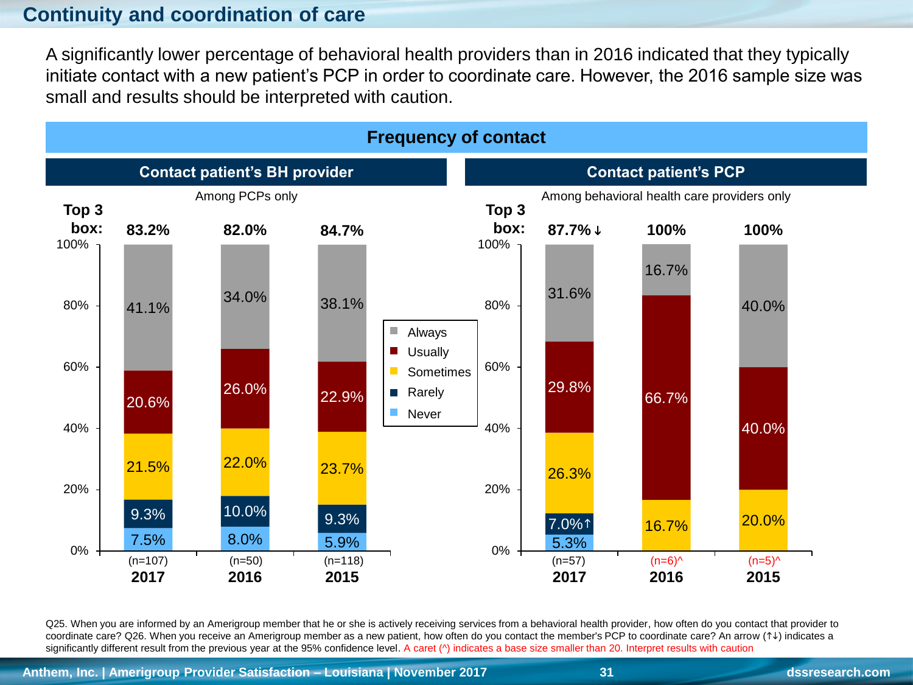## Continuity and coordination of care

A significantly lower percentage of behavioral health providers than in 2016 indicated that they typically initiate contact with a new patient's PCP in order to coordinate care. However, the 2016 sample size was small and results should be interpreted with caution.

### Frequency of contact

#### Contact patient's BH provider

Among PCPs only

| | 2017 (n=107) | 2016 (n=50) | 2015 (n=118) |
|---|---|---|---|
| Top 3 box | 83.2% | 82.0% | 84.7% |
| Always | 41.1% | 34.0% | 38.1% |
| Usually | 20.6% | 26.0% | 22.9% |
| Sometimes | 21.5% | 22.0% | 23.7% |
| Rarely | 9.3% | 10.0% | 9.3% |
| Never | 7.5% | 8.0% | 5.9% |

#### Contact patient's PCP

Among behavioral health care providers only

| | 2017 (n=57) | 2016 (n=6)^ | 2015 (n=5)^ |
|---|---|---|---|
| Top 3 box | 87.7%↓ | 100% | 100% |
| Always | 31.6% | 16.7% | 40.0% |
| Usually | 29.8% | 66.7% | 40.0% |
| Sometimes | 26.3% | 16.7% | 20.0% |
| Rarely | 7.0%↑ | | |
| Never | 5.3% | | |

Q25. When you are informed by an Amerigroup member that he or she is actively receiving services from a behavioral health provider, how often do you contact that provider to coordinate care? Q26. When you receive an Amerigroup member as a new patient, how often do you contact the member's PCP to coordinate care? An arrow (↑↓) indicates a significantly different result from the previous year at the 95% confidence level. A caret (^) indicates a base size smaller than 20. Interpret results with caution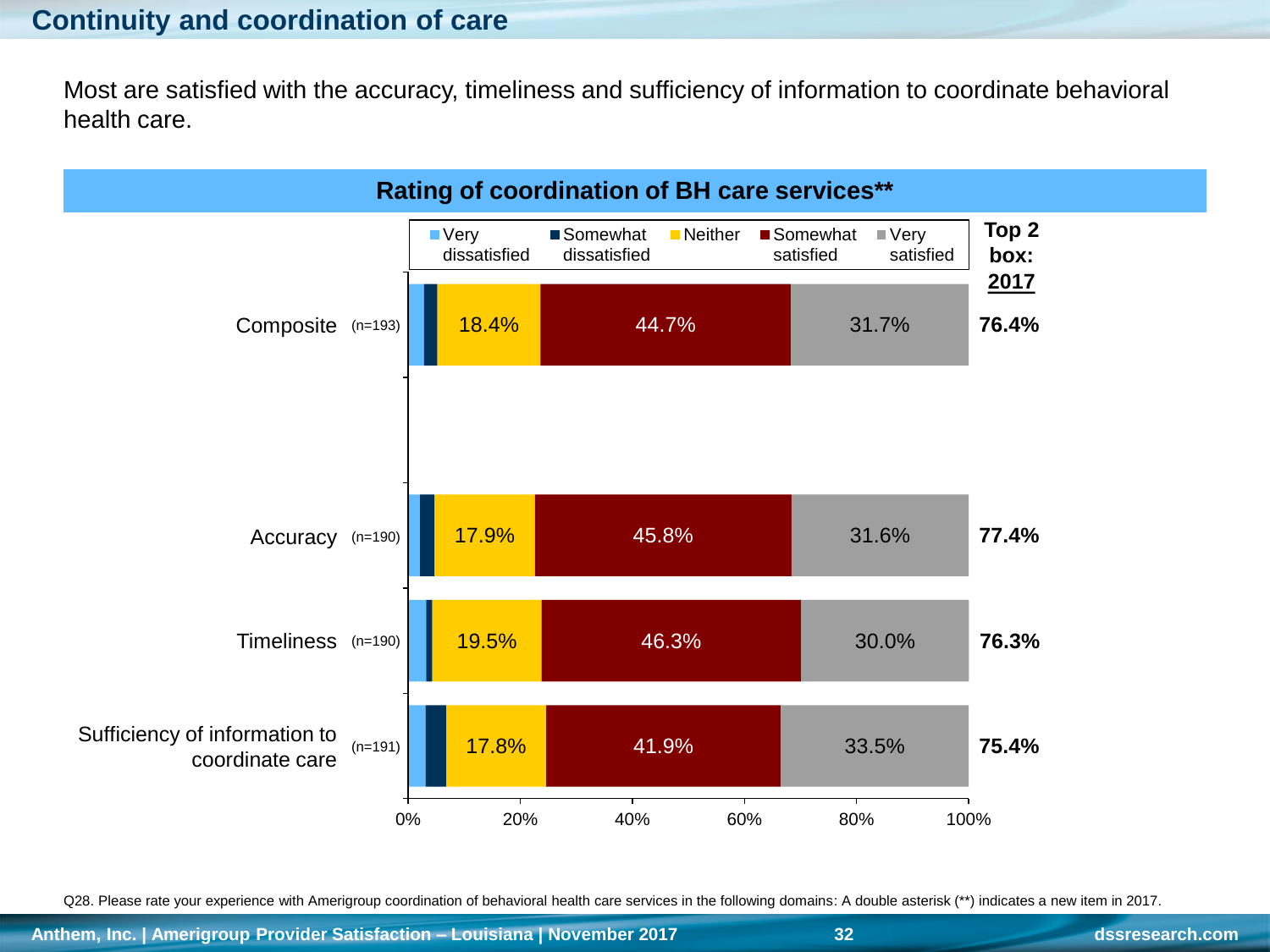## Continuity and coordination of care

Most are satisfied with the accuracy, timeliness and sufficiency of information to coordinate behavioral health care.

**Rating of coordination of BH care services****

| | n | Very dissatisfied | Somewhat dissatisfied | Neither | Somewhat satisfied | Very satisfied | Top 2 box: 2017 |
|---|---|---|---|---|---|---|---|
| Composite | (n=193) | | | 18.4% | 44.7% | 31.7% | **76.4%** |
| Accuracy | (n=190) | | | 17.9% | 45.8% | 31.6% | **77.4%** |
| Timeliness | (n=190) | | | 19.5% | 46.3% | 30.0% | **76.3%** |
| Sufficiency of information to coordinate care | (n=191) | | | 17.8% | 41.9% | 33.5% | **75.4%** |

Q28. Please rate your experience with Amerigroup coordination of behavioral health care services in the following domains: A double asterisk (**) indicates a new item in 2017.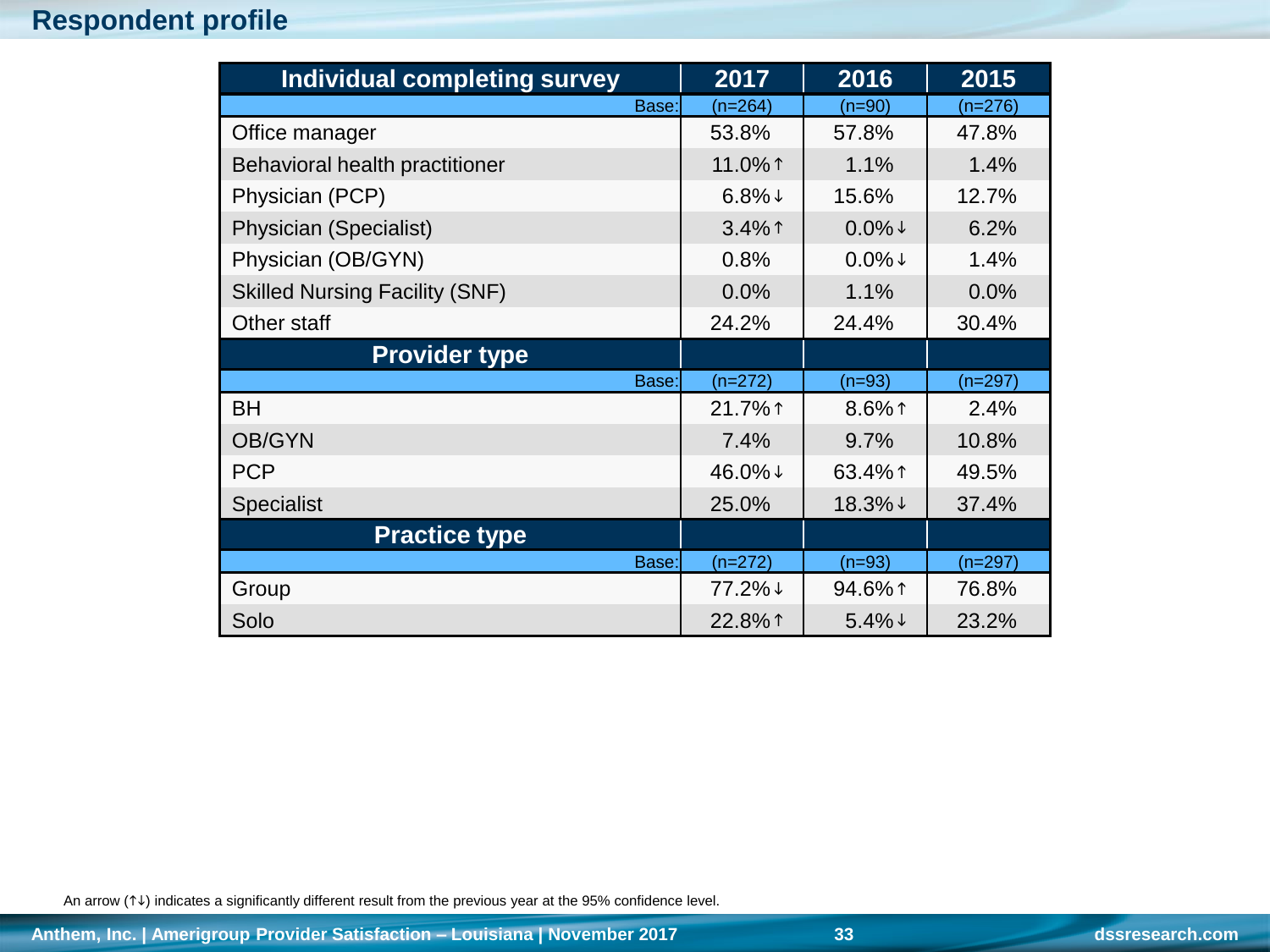# Respondent profile

| Individual completing survey | 2017 | 2016 | 2015 |
|---|---|---|---|
| Base: | (n=264) | (n=90) | (n=276) |
| Office manager | 53.8% | 57.8% | 47.8% |
| Behavioral health practitioner | 11.0%↑ | 1.1% | 1.4% |
| Physician (PCP) | 6.8%↓ | 15.6% | 12.7% |
| Physician (Specialist) | 3.4%↑ | 0.0%↓ | 6.2% |
| Physician (OB/GYN) | 0.8% | 0.0%↓ | 1.4% |
| Skilled Nursing Facility (SNF) | 0.0% | 1.1% | 0.0% |
| Other staff | 24.2% | 24.4% | 30.4% |
| **Provider type** | | | |
| Base: | (n=272) | (n=93) | (n=297) |
| BH | 21.7%↑ | 8.6%↑ | 2.4% |
| OB/GYN | 7.4% | 9.7% | 10.8% |
| PCP | 46.0%↓ | 63.4%↑ | 49.5% |
| Specialist | 25.0% | 18.3%↓ | 37.4% |
| **Practice type** | | | |
| Base: | (n=272) | (n=93) | (n=297) |
| Group | 77.2%↓ | 94.6%↑ | 76.8% |
| Solo | 22.8%↑ | 5.4%↓ | 23.2% |

An arrow (↑↓) indicates a significantly different result from the previous year at the 95% confidence level.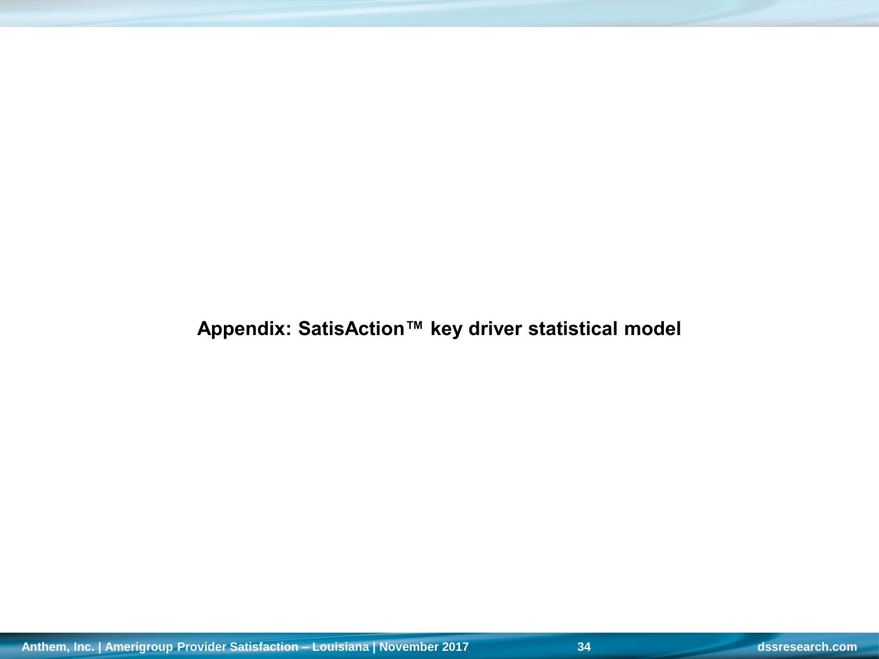## Appendix: SatisAction™ key driver statistical model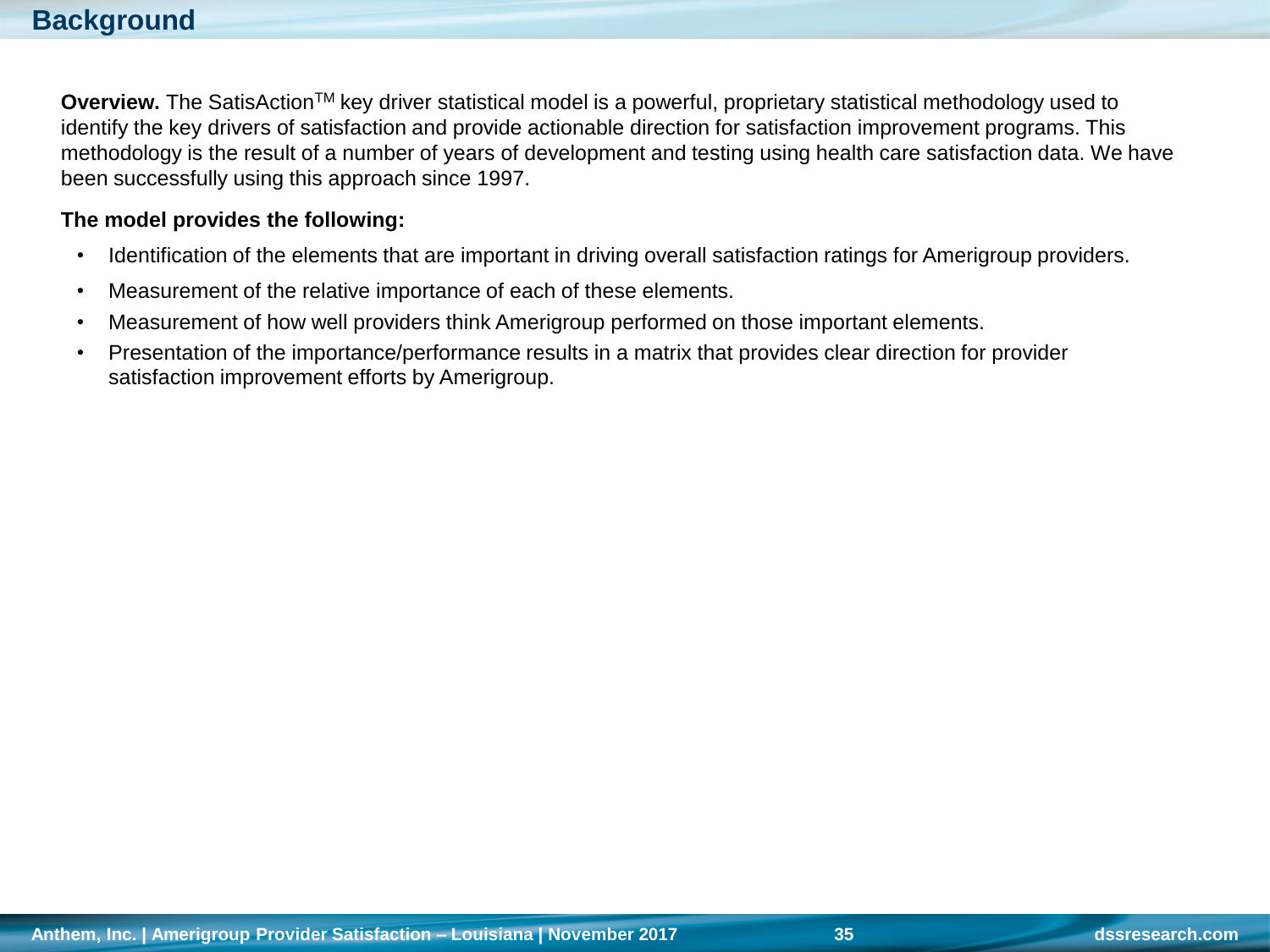# Background

**Overview.** The SatisAction™ key driver statistical model is a powerful, proprietary statistical methodology used to identify the key drivers of satisfaction and provide actionable direction for satisfaction improvement programs. This methodology is the result of a number of years of development and testing using health care satisfaction data. We have been successfully using this approach since 1997.

**The model provides the following:**

- Identification of the elements that are important in driving overall satisfaction ratings for Amerigroup providers.
- Measurement of the relative importance of each of these elements.
- Measurement of how well providers think Amerigroup performed on those important elements.
- Presentation of the importance/performance results in a matrix that provides clear direction for provider satisfaction improvement efforts by Amerigroup.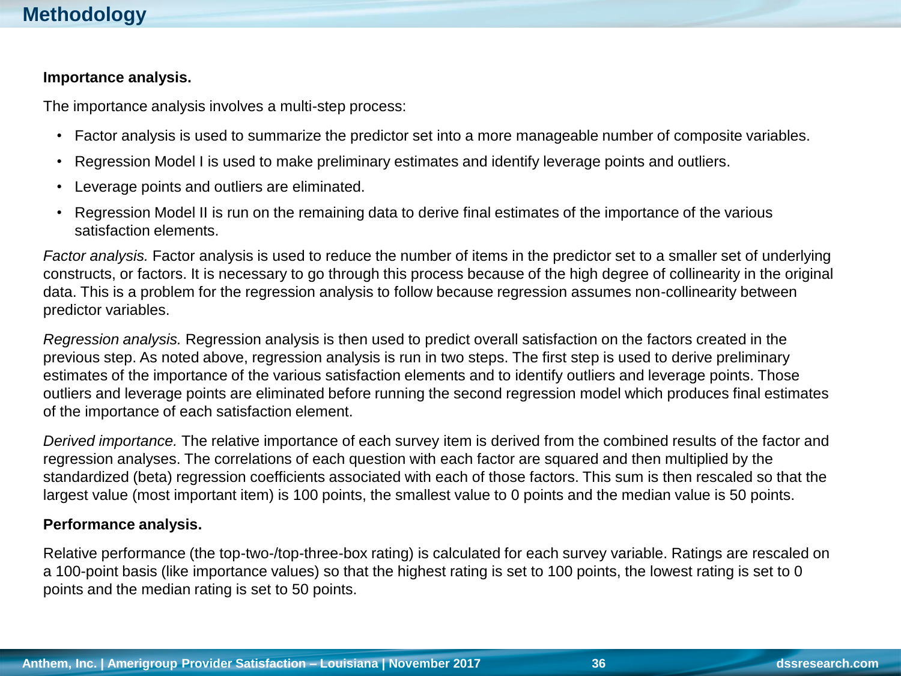# Methodology

**Importance analysis.**

The importance analysis involves a multi-step process:

- Factor analysis is used to summarize the predictor set into a more manageable number of composite variables.
- Regression Model I is used to make preliminary estimates and identify leverage points and outliers.
- Leverage points and outliers are eliminated.
- Regression Model II is run on the remaining data to derive final estimates of the importance of the various satisfaction elements.

*Factor analysis.* Factor analysis is used to reduce the number of items in the predictor set to a smaller set of underlying constructs, or factors. It is necessary to go through this process because of the high degree of collinearity in the original data. This is a problem for the regression analysis to follow because regression assumes non-collinearity between predictor variables.

*Regression analysis.* Regression analysis is then used to predict overall satisfaction on the factors created in the previous step. As noted above, regression analysis is run in two steps. The first step is used to derive preliminary estimates of the importance of the various satisfaction elements and to identify outliers and leverage points. Those outliers and leverage points are eliminated before running the second regression model which produces final estimates of the importance of each satisfaction element.

*Derived importance.* The relative importance of each survey item is derived from the combined results of the factor and regression analyses. The correlations of each question with each factor are squared and then multiplied by the standardized (beta) regression coefficients associated with each of those factors. This sum is then rescaled so that the largest value (most important item) is 100 points, the smallest value to 0 points and the median value is 50 points.

**Performance analysis.**

Relative performance (the top-two-/top-three-box rating) is calculated for each survey variable. Ratings are rescaled on a 100-point basis (like importance values) so that the highest rating is set to 100 points, the lowest rating is set to 0 points and the median rating is set to 50 points.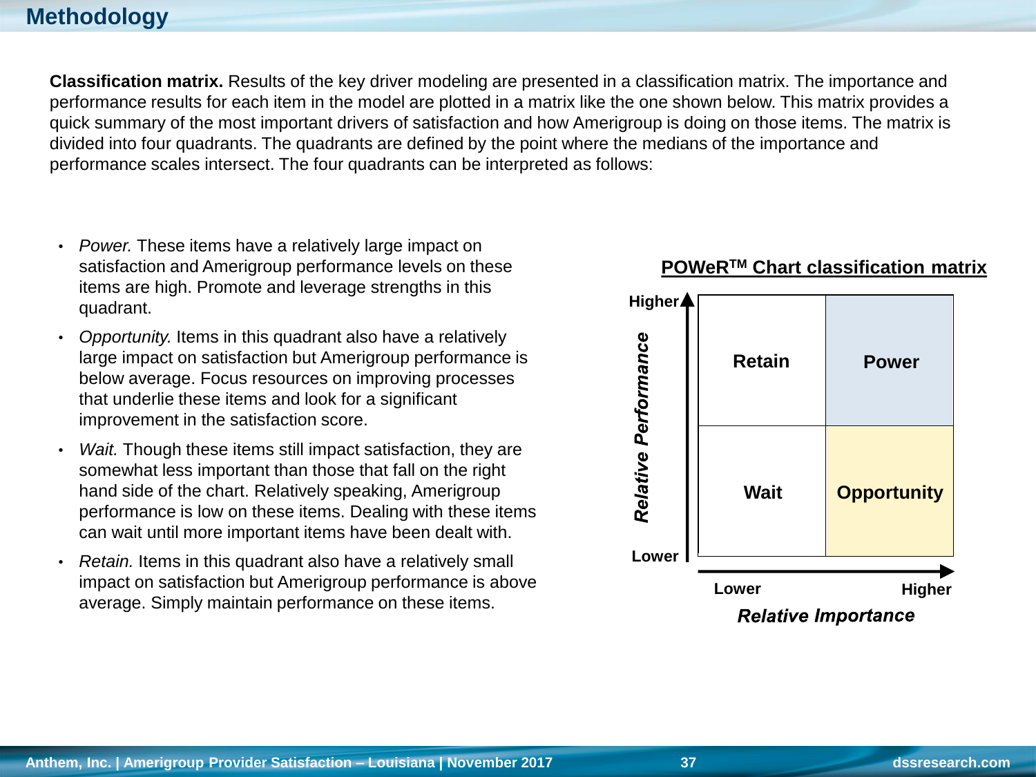# Methodology

**Classification matrix.** Results of the key driver modeling are presented in a classification matrix. The importance and performance results for each item in the model are plotted in a matrix like the one shown below. This matrix provides a quick summary of the most important drivers of satisfaction and how Amerigroup is doing on those items. The matrix is divided into four quadrants. The quadrants are defined by the point where the medians of the importance and performance scales intersect. The four quadrants can be interpreted as follows:

- *Power.* These items have a relatively large impact on satisfaction and Amerigroup performance levels on these items are high. Promote and leverage strengths in this quadrant.
- *Opportunity.* Items in this quadrant also have a relatively large impact on satisfaction but Amerigroup performance is below average. Focus resources on improving processes that underlie these items and look for a significant improvement in the satisfaction score.
- *Wait.* Though these items still impact satisfaction, they are somewhat less important than those that fall on the right hand side of the chart. Relatively speaking, Amerigroup performance is low on these items. Dealing with these items can wait until more important items have been dealt with.
- *Retain.* Items in this quadrant also have a relatively small impact on satisfaction but Amerigroup performance is above average. Simply maintain performance on these items.

**POWeR[TM] Chart classification matrix**

| Relative Performance \ Relative Importance | Lower | Higher |
| --- | --- | --- |
| Higher | Retain | Power |
| Lower | Wait | Opportunity |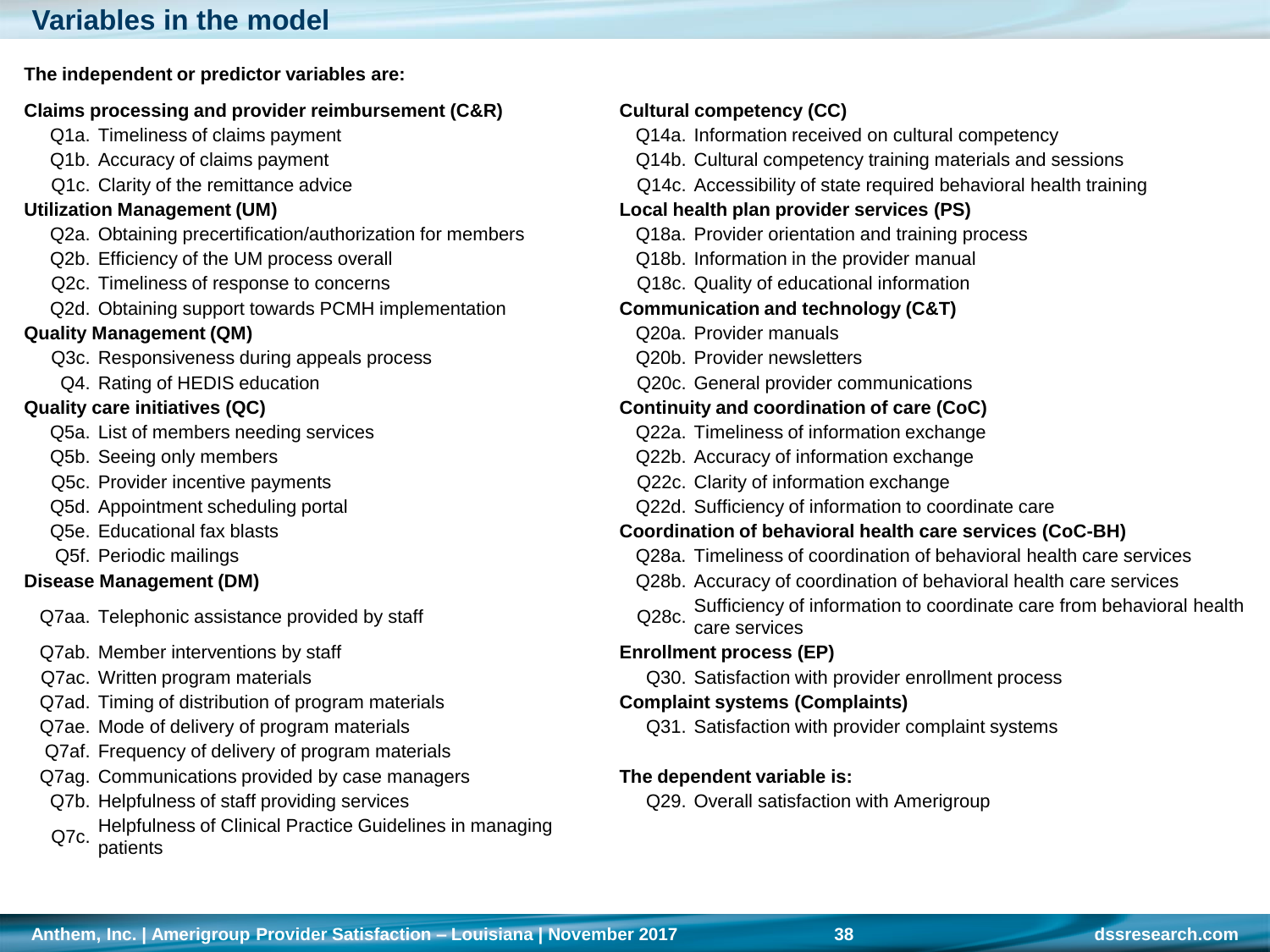# Variables in the model

**The independent or predictor variables are:**

**Claims processing and provider reimbursement (C&R)**
- Q1a. Timeliness of claims payment
- Q1b. Accuracy of claims payment
- Q1c. Clarity of the remittance advice

**Utilization Management (UM)**
- Q2a. Obtaining precertification/authorization for members
- Q2b. Efficiency of the UM process overall
- Q2c. Timeliness of response to concerns
- Q2d. Obtaining support towards PCMH implementation

**Quality Management (QM)**
- Q3c. Responsiveness during appeals process
- Q4. Rating of HEDIS education

**Quality care initiatives (QC)**
- Q5a. List of members needing services
- Q5b. Seeing only members
- Q5c. Provider incentive payments
- Q5d. Appointment scheduling portal
- Q5e. Educational fax blasts
- Q5f. Periodic mailings

**Disease Management (DM)**
- Q7aa. Telephonic assistance provided by staff
- Q7ab. Member interventions by staff
- Q7ac. Written program materials
- Q7ad. Timing of distribution of program materials
- Q7ae. Mode of delivery of program materials
- Q7af. Frequency of delivery of program materials
- Q7ag. Communications provided by case managers
- Q7b. Helpfulness of staff providing services
- Q7c. Helpfulness of Clinical Practice Guidelines in managing patients

**Cultural competency (CC)**
- Q14a. Information received on cultural competency
- Q14b. Cultural competency training materials and sessions
- Q14c. Accessibility of state required behavioral health training

**Local health plan provider services (PS)**
- Q18a. Provider orientation and training process
- Q18b. Information in the provider manual
- Q18c. Quality of educational information

**Communication and technology (C&T)**
- Q20a. Provider manuals
- Q20b. Provider newsletters
- Q20c. General provider communications

**Continuity and coordination of care (CoC)**
- Q22a. Timeliness of information exchange
- Q22b. Accuracy of information exchange
- Q22c. Clarity of information exchange
- Q22d. Sufficiency of information to coordinate care

**Coordination of behavioral health care services (CoC-BH)**
- Q28a. Timeliness of coordination of behavioral health care services
- Q28b. Accuracy of coordination of behavioral health care services
- Q28c. Sufficiency of information to coordinate care from behavioral health care services

**Enrollment process (EP)**
- Q30. Satisfaction with provider enrollment process

**Complaint systems (Complaints)**
- Q31. Satisfaction with provider complaint systems

**The dependent variable is:**
- Q29. Overall satisfaction with Amerigroup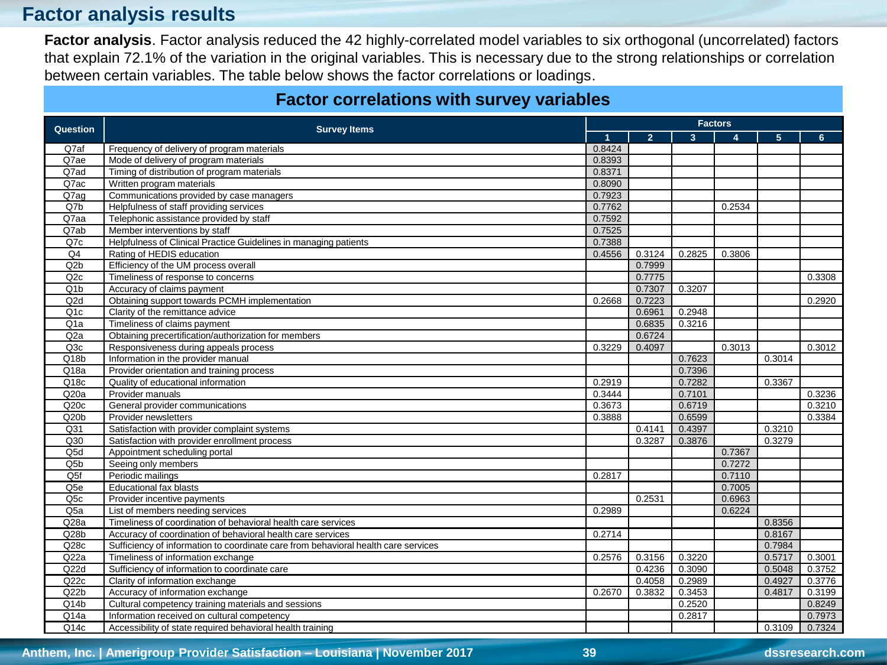# Factor analysis results

**Factor analysis**. Factor analysis reduced the 42 highly-correlated model variables to six orthogonal (uncorrelated) factors that explain 72.1% of the variation in the original variables. This is necessary due to the strong relationships or correlation between certain variables. The table below shows the factor correlations or loadings.

## Factor correlations with survey variables

| Question | Survey Items | Factors | | | | | |
|---|---|---|---|---|---|---|---|
| | | 1 | 2 | 3 | 4 | 5 | 6 |
| Q7af | Frequency of delivery of program materials | 0.8424 | | | | | |
| Q7ae | Mode of delivery of program materials | 0.8393 | | | | | |
| Q7ad | Timing of distribution of program materials | 0.8371 | | | | | |
| Q7ac | Written program materials | 0.8090 | | | | | |
| Q7ag | Communications provided by case managers | 0.7923 | | | | | |
| Q7b | Helpfulness of staff providing services | 0.7762 | | | 0.2534 | | |
| Q7aa | Telephonic assistance provided by staff | 0.7592 | | | | | |
| Q7ab | Member interventions by staff | 0.7525 | | | | | |
| Q7c | Helpfulness of Clinical Practice Guidelines in managing patients | 0.7388 | | | | | |
| Q4 | Rating of HEDIS education | 0.4556 | 0.3124 | 0.2825 | 0.3806 | | |
| Q2b | Efficiency of the UM process overall | | 0.7999 | | | | |
| Q2c | Timeliness of response to concerns | | 0.7775 | | | | 0.3308 |
| Q1b | Accuracy of claims payment | | 0.7307 | 0.3207 | | | |
| Q2d | Obtaining support towards PCMH implementation | 0.2668 | 0.7223 | | | | 0.2920 |
| Q1c | Clarity of the remittance advice | | 0.6961 | 0.2948 | | | |
| Q1a | Timeliness of claims payment | | 0.6835 | 0.3216 | | | |
| Q2a | Obtaining precertification/authorization for members | | 0.6724 | | | | |
| Q3c | Responsiveness during appeals process | 0.3229 | 0.4097 | | 0.3013 | | 0.3012 |
| Q18b | Information in the provider manual | | | 0.7623 | | 0.3014 | |
| Q18a | Provider orientation and training process | | | 0.7396 | | | |
| Q18c | Quality of educational information | 0.2919 | | 0.7282 | | 0.3367 | |
| Q20a | Provider manuals | 0.3444 | | 0.7101 | | | 0.3236 |
| Q20c | General provider communications | 0.3673 | | 0.6719 | | | 0.3210 |
| Q20b | Provider newsletters | 0.3888 | | 0.6599 | | | 0.3384 |
| Q31 | Satisfaction with provider complaint systems | | 0.4141 | 0.4397 | | 0.3210 | |
| Q30 | Satisfaction with provider enrollment process | | 0.3287 | 0.3876 | | 0.3279 | |
| Q5d | Appointment scheduling portal | | | | 0.7367 | | |
| Q5b | Seeing only members | | | | 0.7272 | | |
| Q5f | Periodic mailings | 0.2817 | | | 0.7110 | | |
| Q5e | Educational fax blasts | | | | 0.7005 | | |
| Q5c | Provider incentive payments | | 0.2531 | | 0.6963 | | |
| Q5a | List of members needing services | 0.2989 | | | 0.6224 | | |
| Q28a | Timeliness of coordination of behavioral health care services | | | | | 0.8356 | |
| Q28b | Accuracy of coordination of behavioral health care services | 0.2714 | | | | 0.8167 | |
| Q28c | Sufficiency of information to coordinate care from behavioral health care services | | | | | 0.7984 | |
| Q22a | Timeliness of information exchange | 0.2576 | 0.3156 | 0.3220 | | 0.5717 | 0.3001 |
| Q22d | Sufficiency of information to coordinate care | | 0.4236 | 0.3090 | | 0.5048 | 0.3752 |
| Q22c | Clarity of information exchange | | 0.4058 | 0.2989 | | 0.4927 | 0.3776 |
| Q22b | Accuracy of information exchange | 0.2670 | 0.3832 | 0.3453 | | 0.4817 | 0.3199 |
| Q14b | Cultural competency training materials and sessions | | | 0.2520 | | | 0.8249 |
| Q14a | Information received on cultural competency | | | 0.2817 | | | 0.7973 |
| Q14c | Accessibility of state required behavioral health training | | | | | 0.3109 | 0.7324 |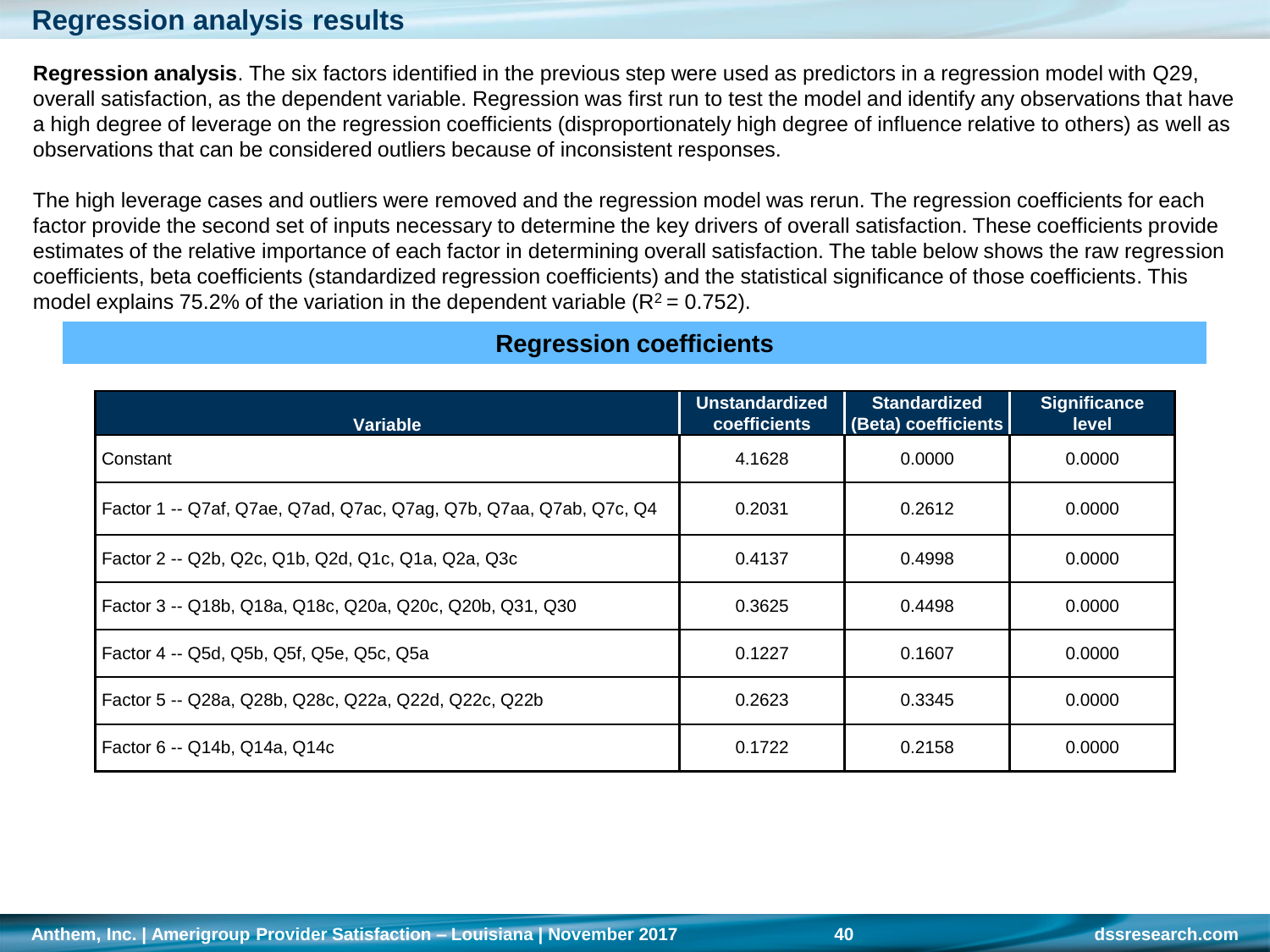## Regression analysis results

**Regression analysis**. The six factors identified in the previous step were used as predictors in a regression model with Q29, overall satisfaction, as the dependent variable. Regression was first run to test the model and identify any observations that have a high degree of leverage on the regression coefficients (disproportionately high degree of influence relative to others) as well as observations that can be considered outliers because of inconsistent responses.

The high leverage cases and outliers were removed and the regression model was rerun. The regression coefficients for each factor provide the second set of inputs necessary to determine the key drivers of overall satisfaction. These coefficients provide estimates of the relative importance of each factor in determining overall satisfaction. The table below shows the raw regression coefficients, beta coefficients (standardized regression coefficients) and the statistical significance of those coefficients. This model explains 75.2% of the variation in the dependent variable ($R^2 = 0.752$).

### Regression coefficients

| Variable | Unstandardized coefficients | Standardized (Beta) coefficients | Significance level |
|---|---|---|---|
| Constant | 4.1628 | 0.0000 | 0.0000 |
| Factor 1 -- Q7af, Q7ae, Q7ad, Q7ac, Q7ag, Q7b, Q7aa, Q7ab, Q7c, Q4 | 0.2031 | 0.2612 | 0.0000 |
| Factor 2 -- Q2b, Q2c, Q1b, Q2d, Q1c, Q1a, Q2a, Q3c | 0.4137 | 0.4998 | 0.0000 |
| Factor 3 -- Q18b, Q18a, Q18c, Q20a, Q20c, Q20b, Q31, Q30 | 0.3625 | 0.4498 | 0.0000 |
| Factor 4 -- Q5d, Q5b, Q5f, Q5e, Q5c, Q5a | 0.1227 | 0.1607 | 0.0000 |
| Factor 5 -- Q28a, Q28b, Q28c, Q22a, Q22d, Q22c, Q22b | 0.2623 | 0.3345 | 0.0000 |
| Factor 6 -- Q14b, Q14a, Q14c | 0.1722 | 0.2158 | 0.0000 |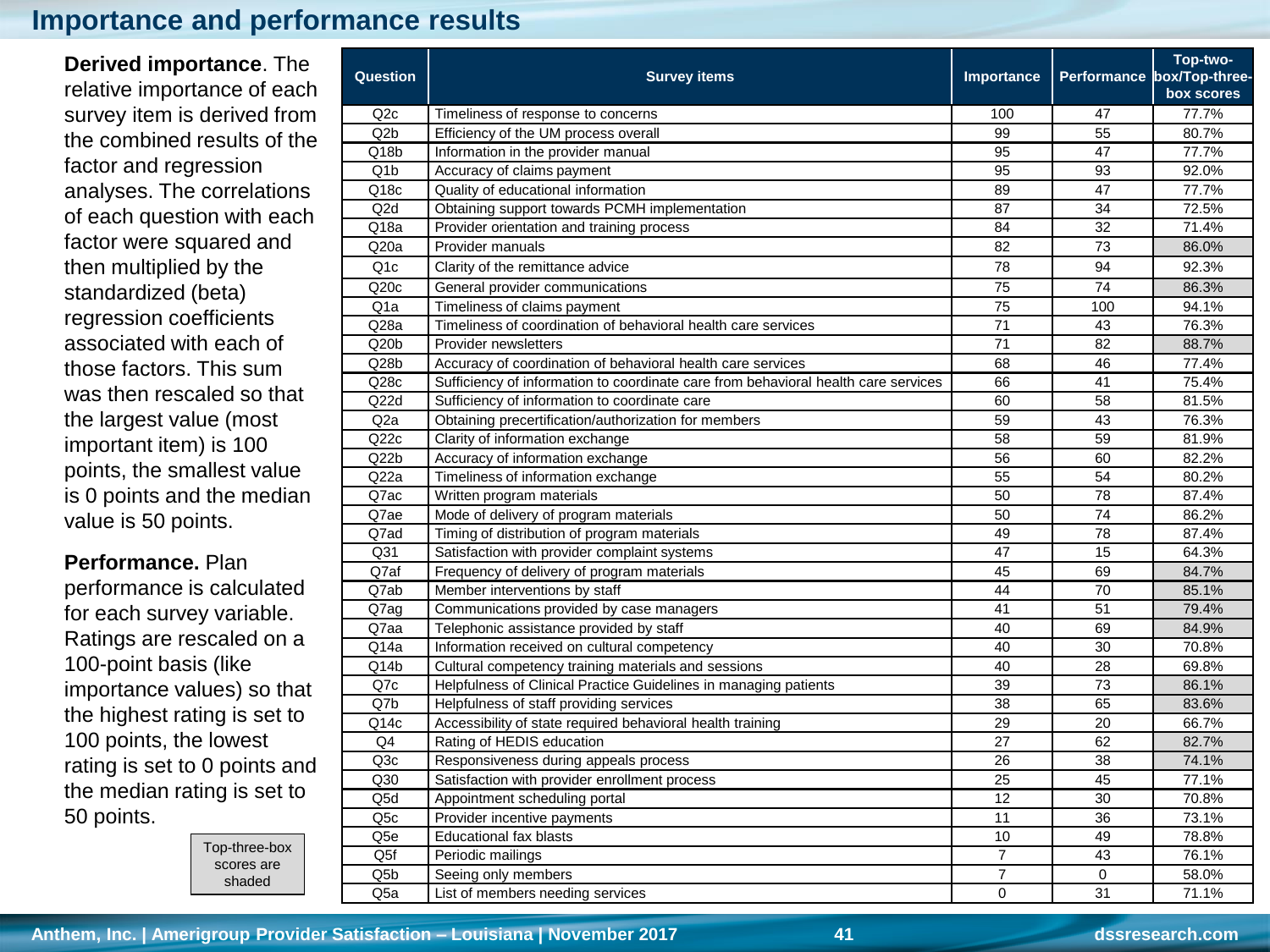# Importance and performance results

**Derived importance**. The relative importance of each survey item is derived from the combined results of the factor and regression analyses. The correlations of each question with each factor were squared and then multiplied by the standardized (beta) regression coefficients associated with each of those factors. This sum was then rescaled so that the largest value (most important item) is 100 points, the smallest value is 0 points and the median value is 50 points.

**Performance.** Plan performance is calculated for each survey variable. Ratings are rescaled on a 100-point basis (like importance values) so that the highest rating is set to 100 points, the lowest rating is set to 0 points and the median rating is set to 50 points.

Top-three-box scores are shaded

| Question | Survey items | Importance | Performance | Top-two-box/Top-three-box scores |
|---|---|---|---|---|
| Q2c | Timeliness of response to concerns | 100 | 47 | 77.7% |
| Q2b | Efficiency of the UM process overall | 99 | 55 | 80.7% |
| Q18b | Information in the provider manual | 95 | 47 | 77.7% |
| Q1b | Accuracy of claims payment | 95 | 93 | 92.0% |
| Q18c | Quality of educational information | 89 | 47 | 77.7% |
| Q2d | Obtaining support towards PCMH implementation | 87 | 34 | 72.5% |
| Q18a | Provider orientation and training process | 84 | 32 | 71.4% |
| Q20a | Provider manuals | 82 | 73 | 86.0% |
| Q1c | Clarity of the remittance advice | 78 | 94 | 92.3% |
| Q20c | General provider communications | 75 | 74 | 86.3% |
| Q1a | Timeliness of claims payment | 75 | 100 | 94.1% |
| Q28a | Timeliness of coordination of behavioral health care services | 71 | 43 | 76.3% |
| Q20b | Provider newsletters | 71 | 82 | 88.7% |
| Q28b | Accuracy of coordination of behavioral health care services | 68 | 46 | 77.4% |
| Q28c | Sufficiency of information to coordinate care from behavioral health care services | 66 | 41 | 75.4% |
| Q22d | Sufficiency of information to coordinate care | 60 | 58 | 81.5% |
| Q2a | Obtaining precertification/authorization for members | 59 | 43 | 76.3% |
| Q22c | Clarity of information exchange | 58 | 59 | 81.9% |
| Q22b | Accuracy of information exchange | 56 | 60 | 82.2% |
| Q22a | Timeliness of information exchange | 55 | 54 | 80.2% |
| Q7ac | Written program materials | 50 | 78 | 87.4% |
| Q7ae | Mode of delivery of program materials | 50 | 74 | 86.2% |
| Q7ad | Timing of distribution of program materials | 49 | 78 | 87.4% |
| Q31 | Satisfaction with provider complaint systems | 47 | 15 | 64.3% |
| Q7af | Frequency of delivery of program materials | 45 | 69 | 84.7% |
| Q7ab | Member interventions by staff | 44 | 70 | 85.1% |
| Q7ag | Communications provided by case managers | 41 | 51 | 79.4% |
| Q7aa | Telephonic assistance provided by staff | 40 | 69 | 84.9% |
| Q14a | Information received on cultural competency | 40 | 30 | 70.8% |
| Q14b | Cultural competency training materials and sessions | 40 | 28 | 69.8% |
| Q7c | Helpfulness of Clinical Practice Guidelines in managing patients | 39 | 73 | 86.1% |
| Q7b | Helpfulness of staff providing services | 38 | 65 | 83.6% |
| Q14c | Accessibility of state required behavioral health training | 29 | 20 | 66.7% |
| Q4 | Rating of HEDIS education | 27 | 62 | 82.7% |
| Q3c | Responsiveness during appeals process | 26 | 38 | 74.1% |
| Q30 | Satisfaction with provider enrollment process | 25 | 45 | 77.1% |
| Q5d | Appointment scheduling portal | 12 | 30 | 70.8% |
| Q5c | Provider incentive payments | 11 | 36 | 73.1% |
| Q5e | Educational fax blasts | 10 | 49 | 78.8% |
| Q5f | Periodic mailings | 7 | 43 | 76.1% |
| Q5b | Seeing only members | 7 | 0 | 58.0% |
| Q5a | List of members needing services | 0 | 31 | 71.1% |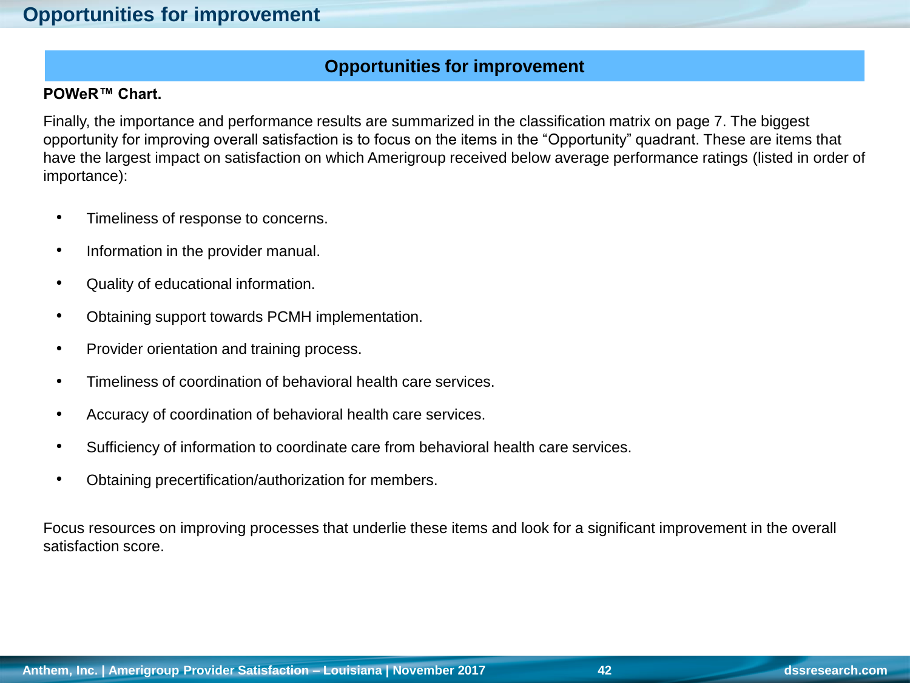# Opportunities for improvement

## Opportunities for improvement

**POWeR™ Chart.**

Finally, the importance and performance results are summarized in the classification matrix on page 7. The biggest opportunity for improving overall satisfaction is to focus on the items in the “Opportunity” quadrant. These are items that have the largest impact on satisfaction on which Amerigroup received below average performance ratings (listed in order of importance):

- Timeliness of response to concerns.
- Information in the provider manual.
- Quality of educational information.
- Obtaining support towards PCMH implementation.
- Provider orientation and training process.
- Timeliness of coordination of behavioral health care services.
- Accuracy of coordination of behavioral health care services.
- Sufficiency of information to coordinate care from behavioral health care services.
- Obtaining precertification/authorization for members.

Focus resources on improving processes that underlie these items and look for a significant improvement in the overall satisfaction score.